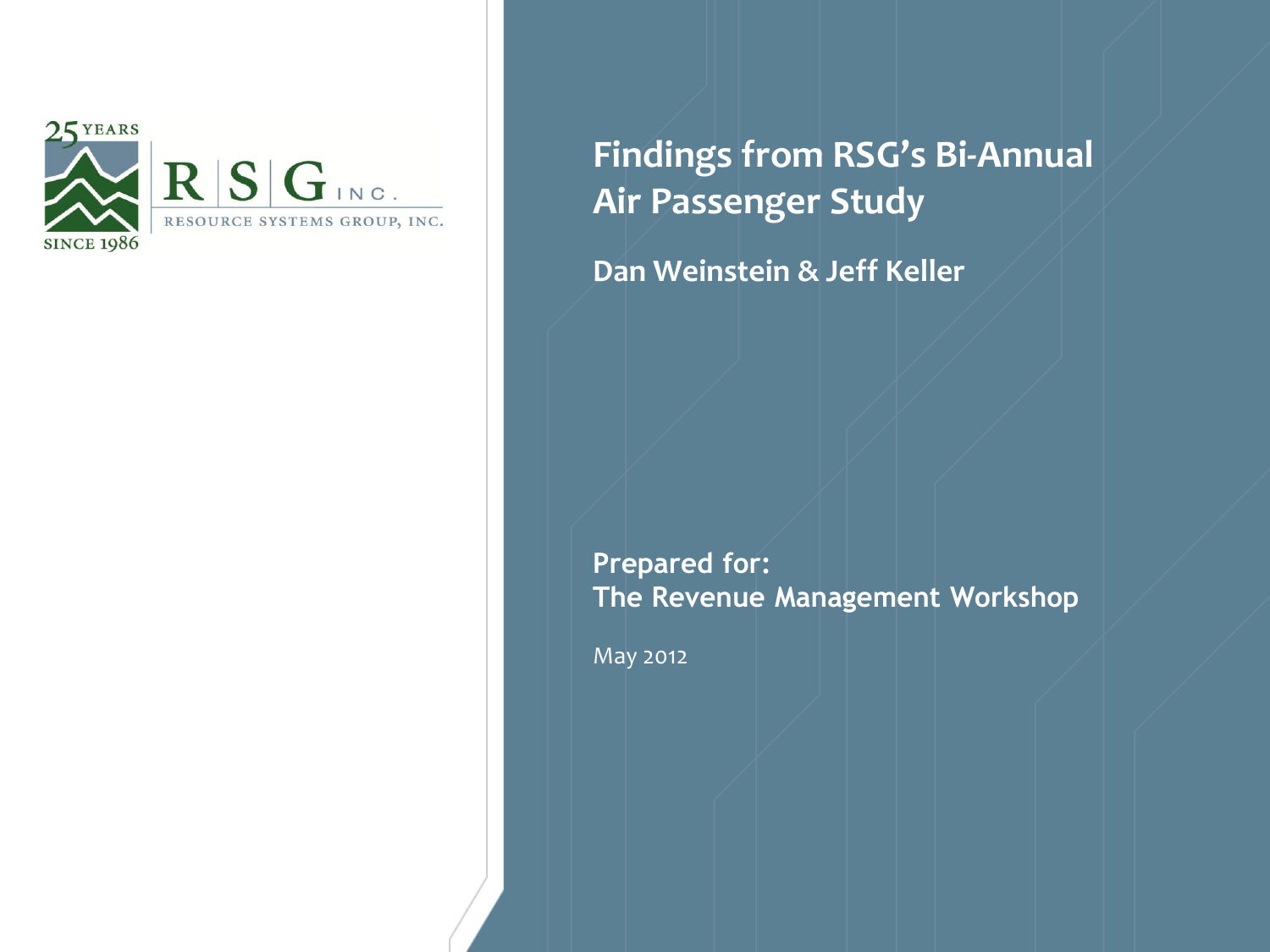25 YEARS

R | S | G INC.

RESOURCE SYSTEMS GROUP, INC.

SINCE 1986

# Findings from RSG's Bi-Annual Air Passenger Study

**Dan Weinstein & Jeff Keller**

**Prepared for:**
**The Revenue Management Workshop**

May 2012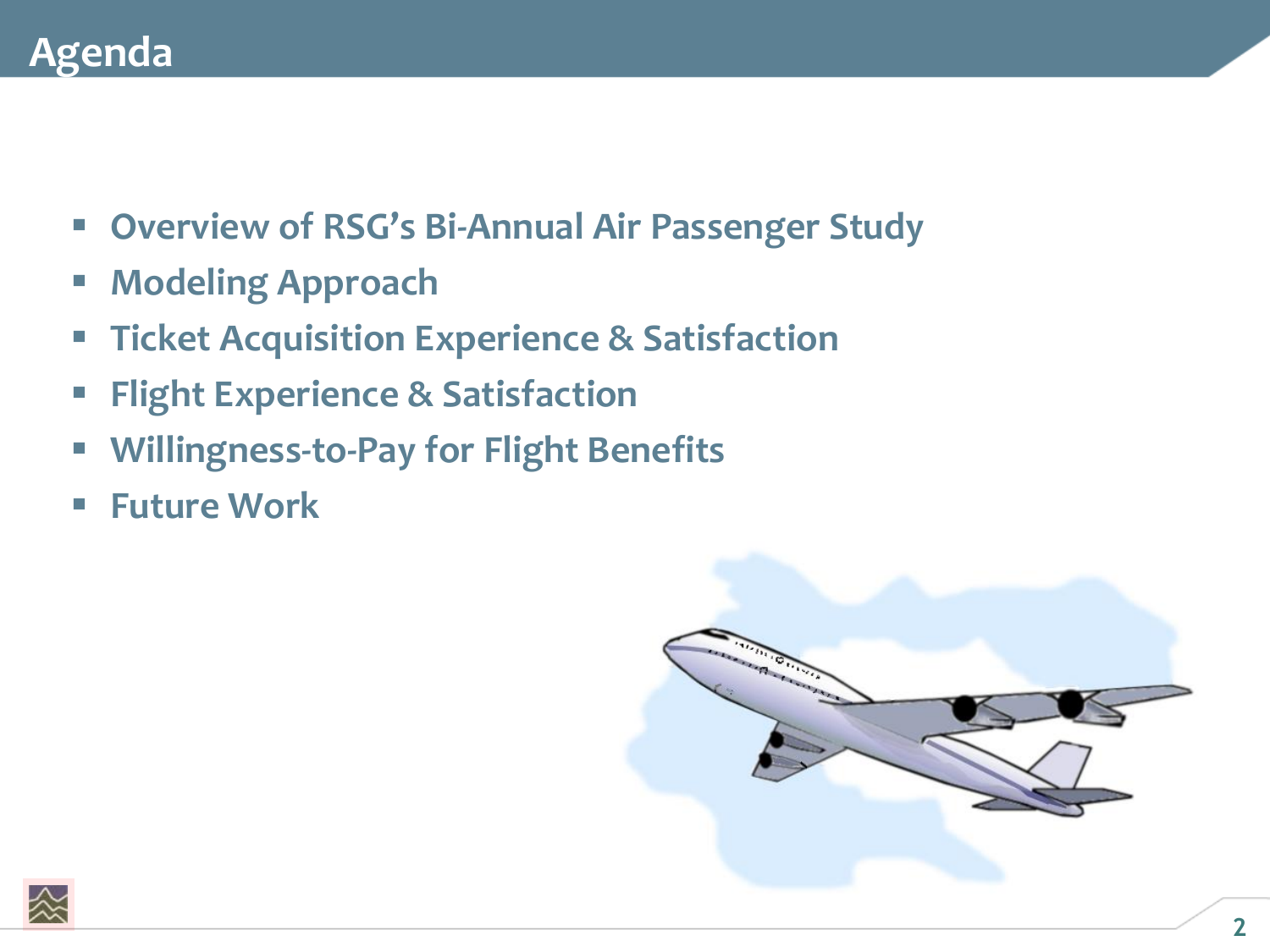# Agenda

- Overview of RSG's Bi-Annual Air Passenger Study
- Modeling Approach
- Ticket Acquisition Experience & Satisfaction
- Flight Experience & Satisfaction
- Willingness-to-Pay for Flight Benefits
- Future Work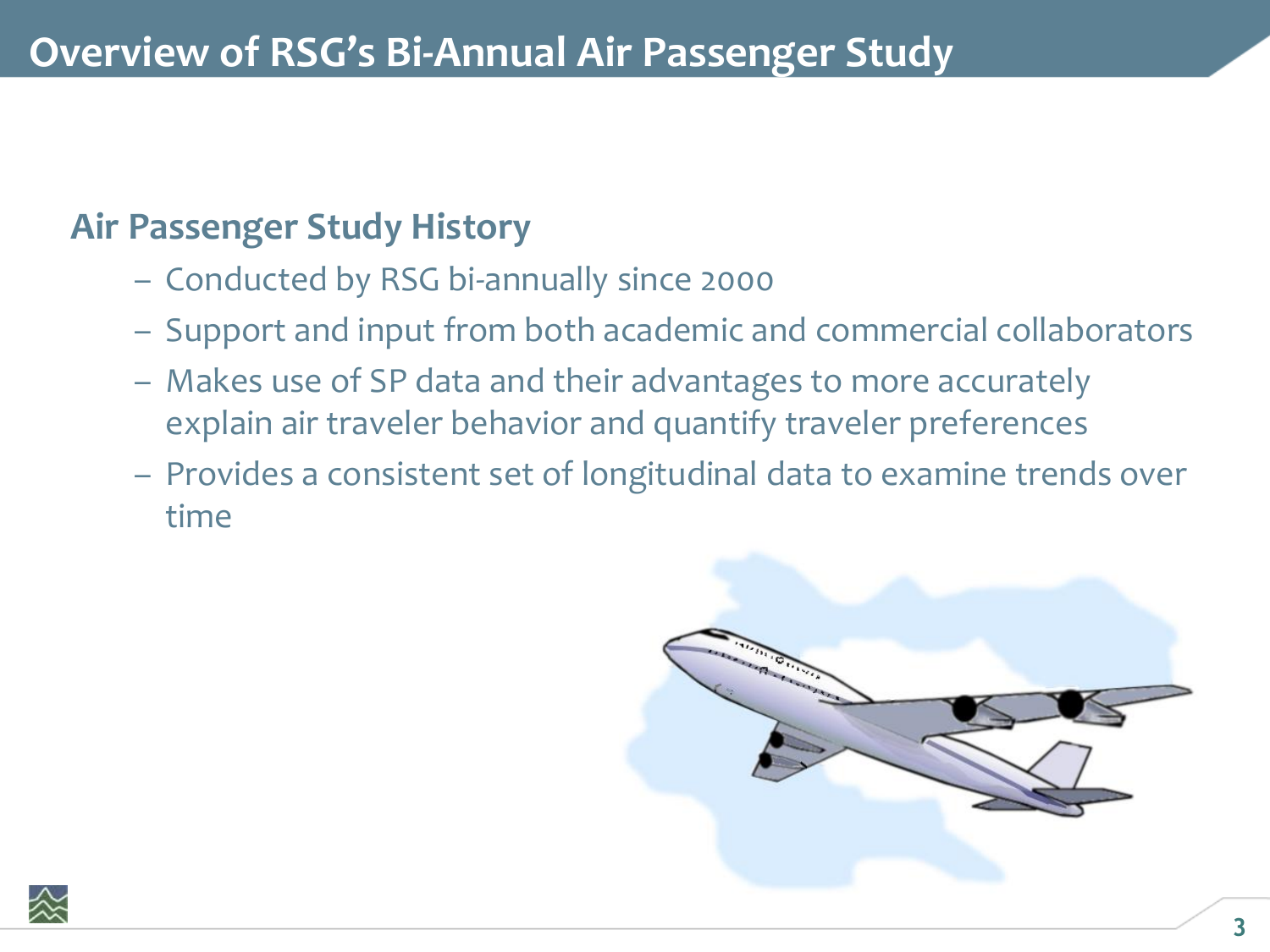# Overview of RSG's Bi-Annual Air Passenger Study

## Air Passenger Study History

- Conducted by RSG bi-annually since 2000
- Support and input from both academic and commercial collaborators
- Makes use of SP data and their advantages to more accurately explain air traveler behavior and quantify traveler preferences
- Provides a consistent set of longitudinal data to examine trends over time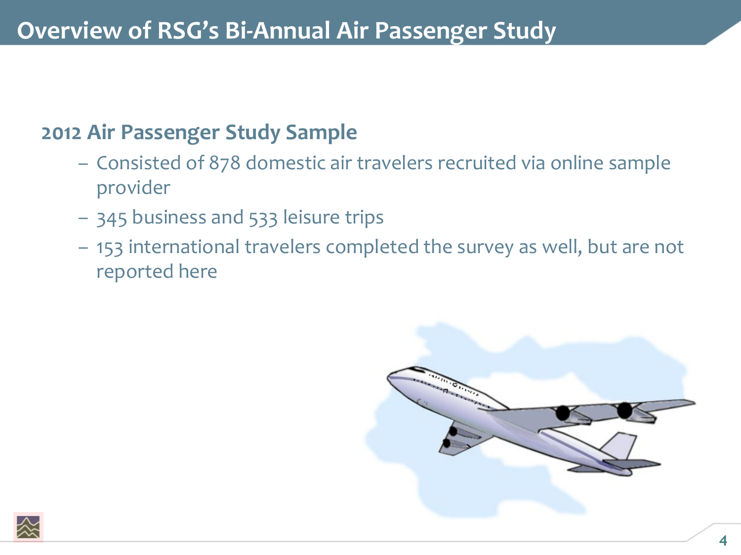# Overview of RSG's Bi-Annual Air Passenger Study

## 2012 Air Passenger Study Sample

- Consisted of 878 domestic air travelers recruited via online sample provider
- 345 business and 533 leisure trips
- 153 international travelers completed the survey as well, but are not reported here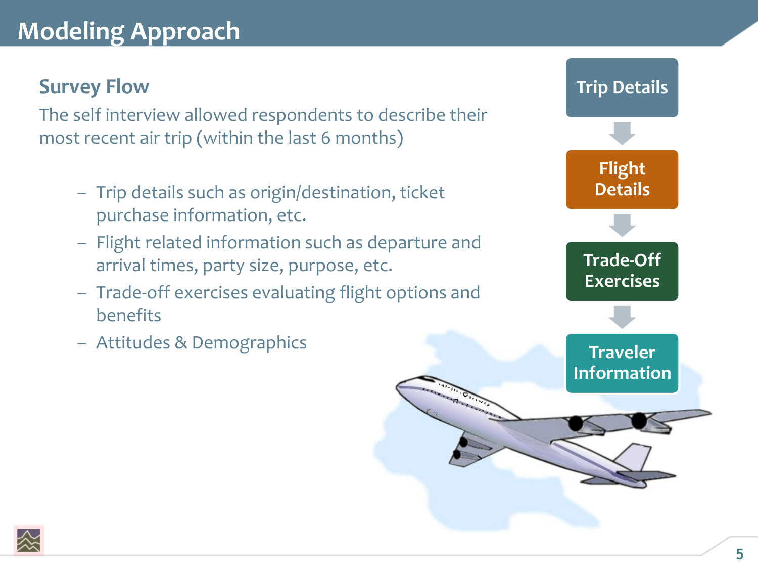# Modeling Approach

## Survey Flow

The self interview allowed respondents to describe their most recent air trip (within the last 6 months)

- Trip details such as origin/destination, ticket purchase information, etc.
- Flight related information such as departure and arrival times, party size, purpose, etc.
- Trade-off exercises evaluating flight options and benefits
- Attitudes & Demographics

Trip Details → Flight Details → Trade-Off Exercises → Traveler Information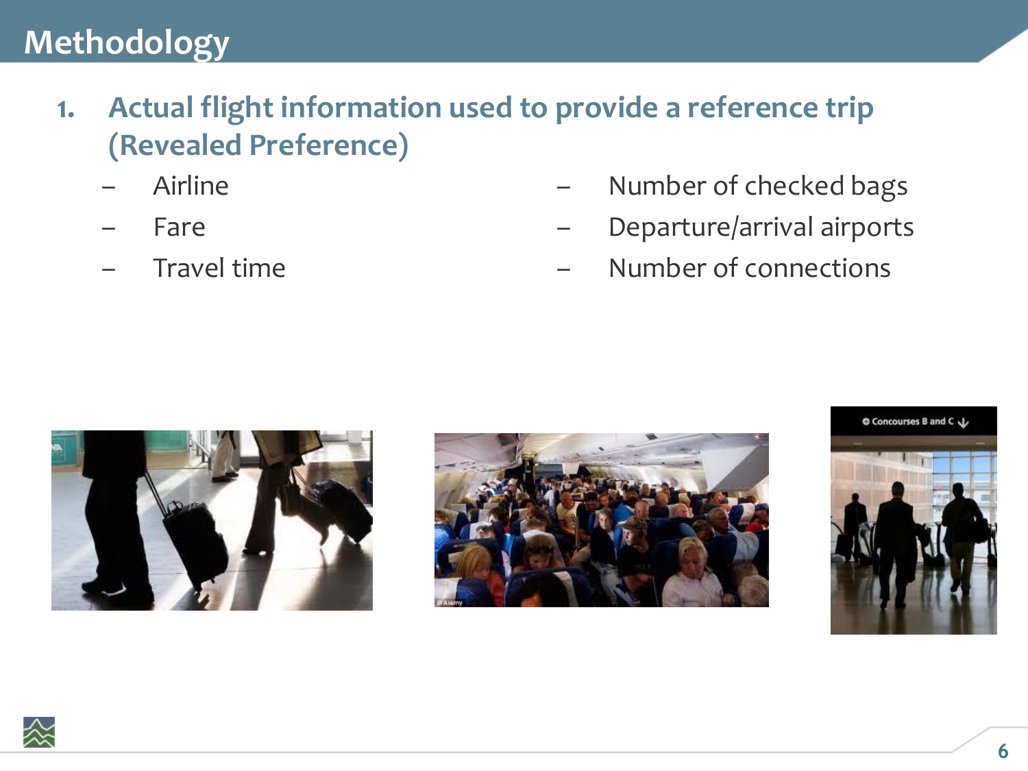# Methodology

1. **Actual flight information used to provide a reference trip (Revealed Preference)**
   - Airline
   - Fare
   - Travel time
   - Number of checked bags
   - Departure/arrival airports
   - Number of connections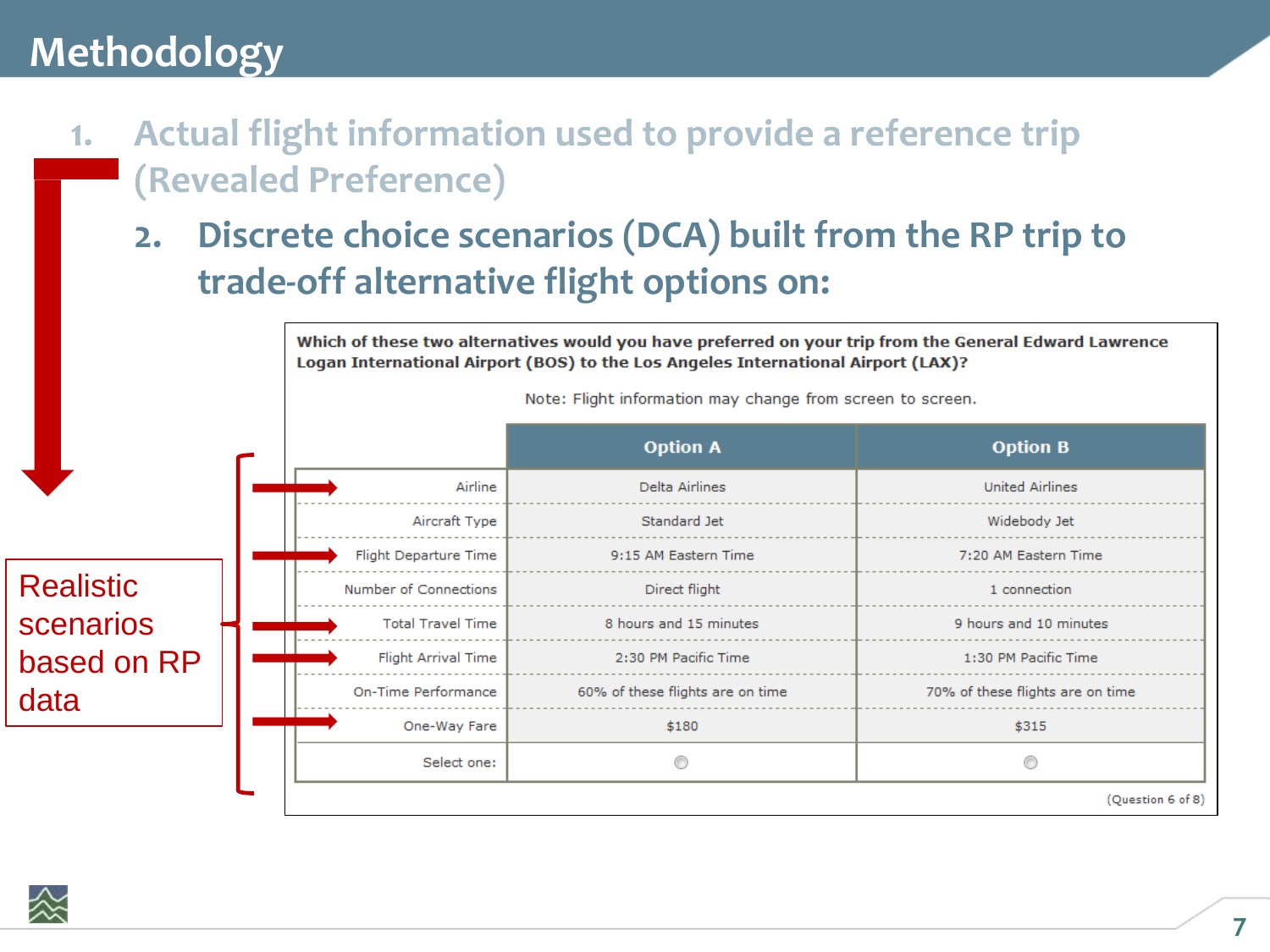# Methodology

1. Actual flight information used to provide a reference trip (Revealed Preference)
2. Discrete choice scenarios (DCA) built from the RP trip to trade-off alternative flight options on:

Realistic scenarios based on RP data

**Which of these two alternatives would you have preferred on your trip from the General Edward Lawrence Logan International Airport (BOS) to the Los Angeles International Airport (LAX)?**

Note: Flight information may change from screen to screen.

| | Option A | Option B |
|---|---|---|
| Airline | Delta Airlines | United Airlines |
| Aircraft Type | Standard Jet | Widebody Jet |
| Flight Departure Time | 9:15 AM Eastern Time | 7:20 AM Eastern Time |
| Number of Connections | Direct flight | 1 connection |
| Total Travel Time | 8 hours and 15 minutes | 9 hours and 10 minutes |
| Flight Arrival Time | 2:30 PM Pacific Time | 1:30 PM Pacific Time |
| On-Time Performance | 60% of these flights are on time | 70% of these flights are on time |
| One-Way Fare | $180 | $315 |
| Select one: | ○ | ○ |

(Question 6 of 8)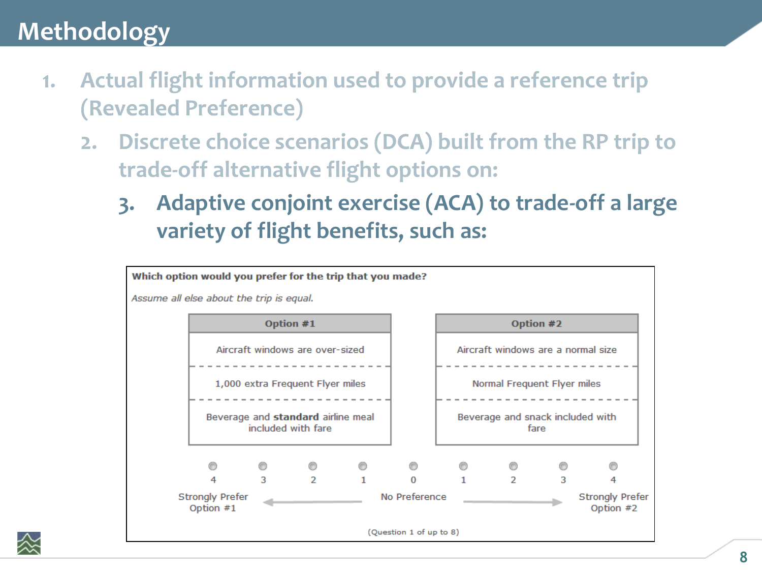# Methodology

1. Actual flight information used to provide a reference trip (Revealed Preference)
   2. Discrete choice scenarios (DCA) built from the RP trip to trade-off alternative flight options on:
      3. **Adaptive conjoint exercise (ACA) to trade-off a large variety of flight benefits, such as:**

**Which option would you prefer for the trip that you made?**

*Assume all else about the trip is equal.*

| Option #1 | Option #2 |
|---|---|
| Aircraft windows are over-sized | Aircraft windows are a normal size |
| 1,000 extra Frequent Flyer miles | Normal Frequent Flyer miles |
| Beverage and **standard** airline meal included with fare | Beverage and snack included with fare |

| 4 | 3 | 2 | 1 | 0 | 1 | 2 | 3 | 4 |
|---|---|---|---|---|---|---|---|---|
| Strongly Prefer Option #1 | | | | No Preference | | | | Strongly Prefer Option #2 |

(Question 1 of up to 8)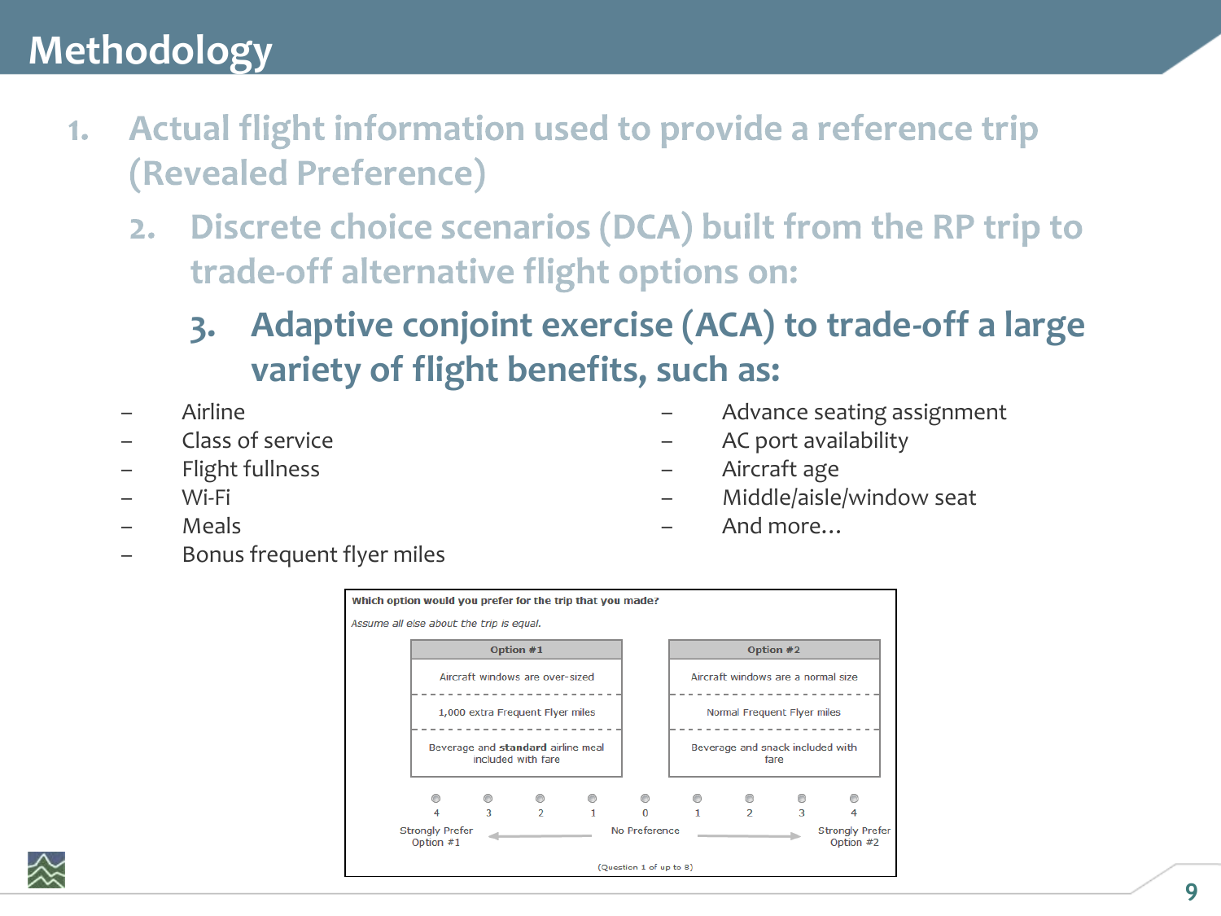# Methodology

1. Actual flight information used to provide a reference trip (Revealed Preference)
   2. Discrete choice scenarios (DCA) built from the RP trip to trade-off alternative flight options on:
      3. Adaptive conjoint exercise (ACA) to trade-off a large variety of flight benefits, such as:

- Airline
- Class of service
- Flight fullness
- Wi-Fi
- Meals
- Bonus frequent flyer miles
- Advance seating assignment
- AC port availability
- Aircraft age
- Middle/aisle/window seat
- And more…

**Which option would you prefer for the trip that you made?**

*Assume all else about the trip is equal.*

| Option #1 | Option #2 |
|---|---|
| Aircraft windows are over-sized | Aircraft windows are a normal size |
| 1,000 extra Frequent Flyer miles | Normal Frequent Flyer miles |
| Beverage and **standard** airline meal included with fare | Beverage and snack included with fare |

| 4 | 3 | 2 | 1 | 0 | 1 | 2 | 3 | 4 |
|---|---|---|---|---|---|---|---|---|
| Strongly Prefer Option #1 | | | | No Preference | | | | Strongly Prefer Option #2 |

(Question 1 of up to 8)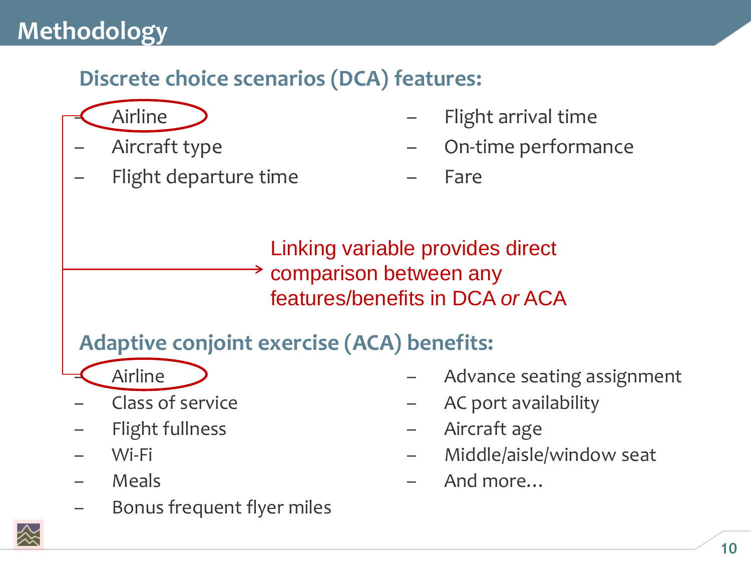# Methodology

## Discrete choice scenarios (DCA) features:

- Airline
- Aircraft type
- Flight departure time
- Flight arrival time
- On-time performance
- Fare

Linking variable provides direct comparison between any features/benefits in DCA *or* ACA

## Adaptive conjoint exercise (ACA) benefits:

- Airline
- Class of service
- Flight fullness
- Wi-Fi
- Meals
- Bonus frequent flyer miles
- Advance seating assignment
- AC port availability
- Aircraft age
- Middle/aisle/window seat
- And more…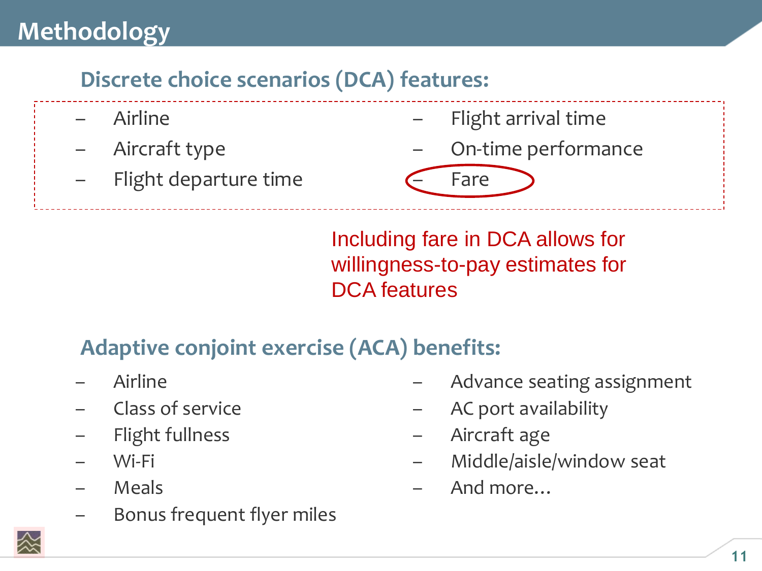# Methodology

## Discrete choice scenarios (DCA) features:

- Airline
- Aircraft type
- Flight departure time
- Flight arrival time
- On-time performance
- Fare

Including fare in DCA allows for willingness-to-pay estimates for DCA features

## Adaptive conjoint exercise (ACA) benefits:

- Airline
- Class of service
- Flight fullness
- Wi-Fi
- Meals
- Bonus frequent flyer miles
- Advance seating assignment
- AC port availability
- Aircraft age
- Middle/aisle/window seat
- And more…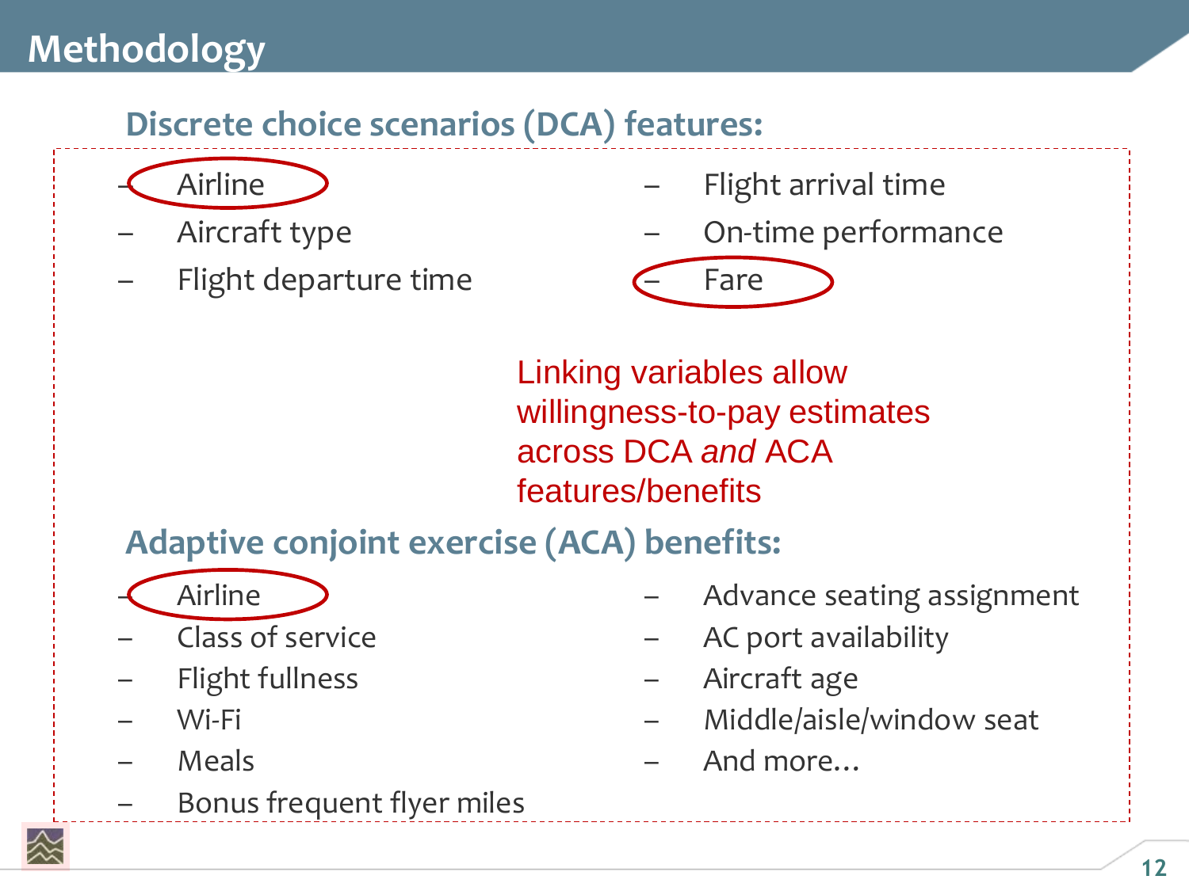# Methodology

## Discrete choice scenarios (DCA) features:

- Airline
- Aircraft type
- Flight departure time
- Flight arrival time
- On-time performance
- Fare

Linking variables allow willingness-to-pay estimates across DCA *and* ACA features/benefits

## Adaptive conjoint exercise (ACA) benefits:

- Airline
- Class of service
- Flight fullness
- Wi-Fi
- Meals
- Bonus frequent flyer miles
- Advance seating assignment
- AC port availability
- Aircraft age
- Middle/aisle/window seat
- And more…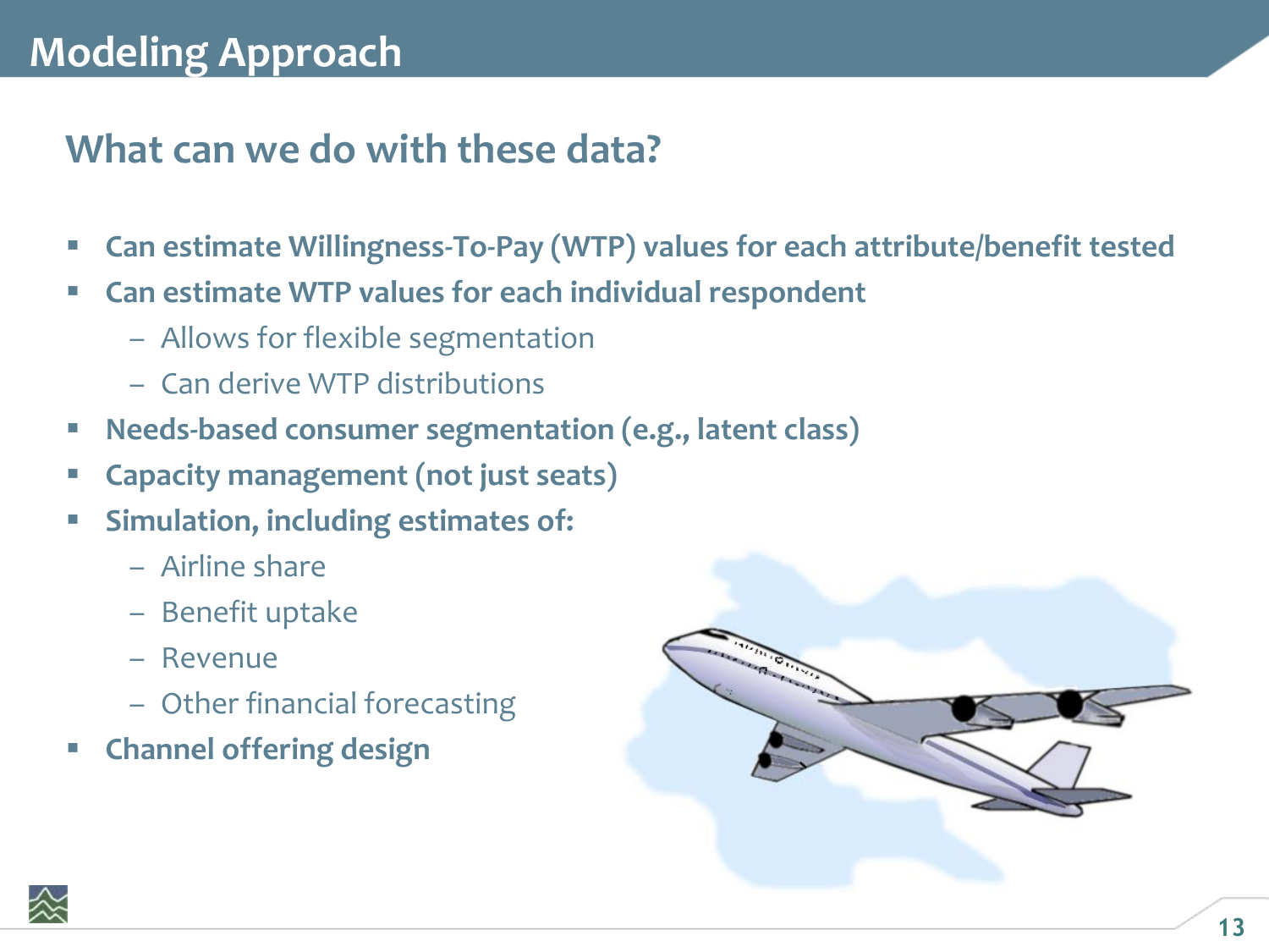# Modeling Approach

## What can we do with these data?

- **Can estimate Willingness-To-Pay (WTP) values for each attribute/benefit tested**
- **Can estimate WTP values for each individual respondent**
  - Allows for flexible segmentation
  - Can derive WTP distributions
- **Needs-based consumer segmentation (e.g., latent class)**
- **Capacity management (not just seats)**
- **Simulation, including estimates of:**
  - Airline share
  - Benefit uptake
  - Revenue
  - Other financial forecasting
- **Channel offering design**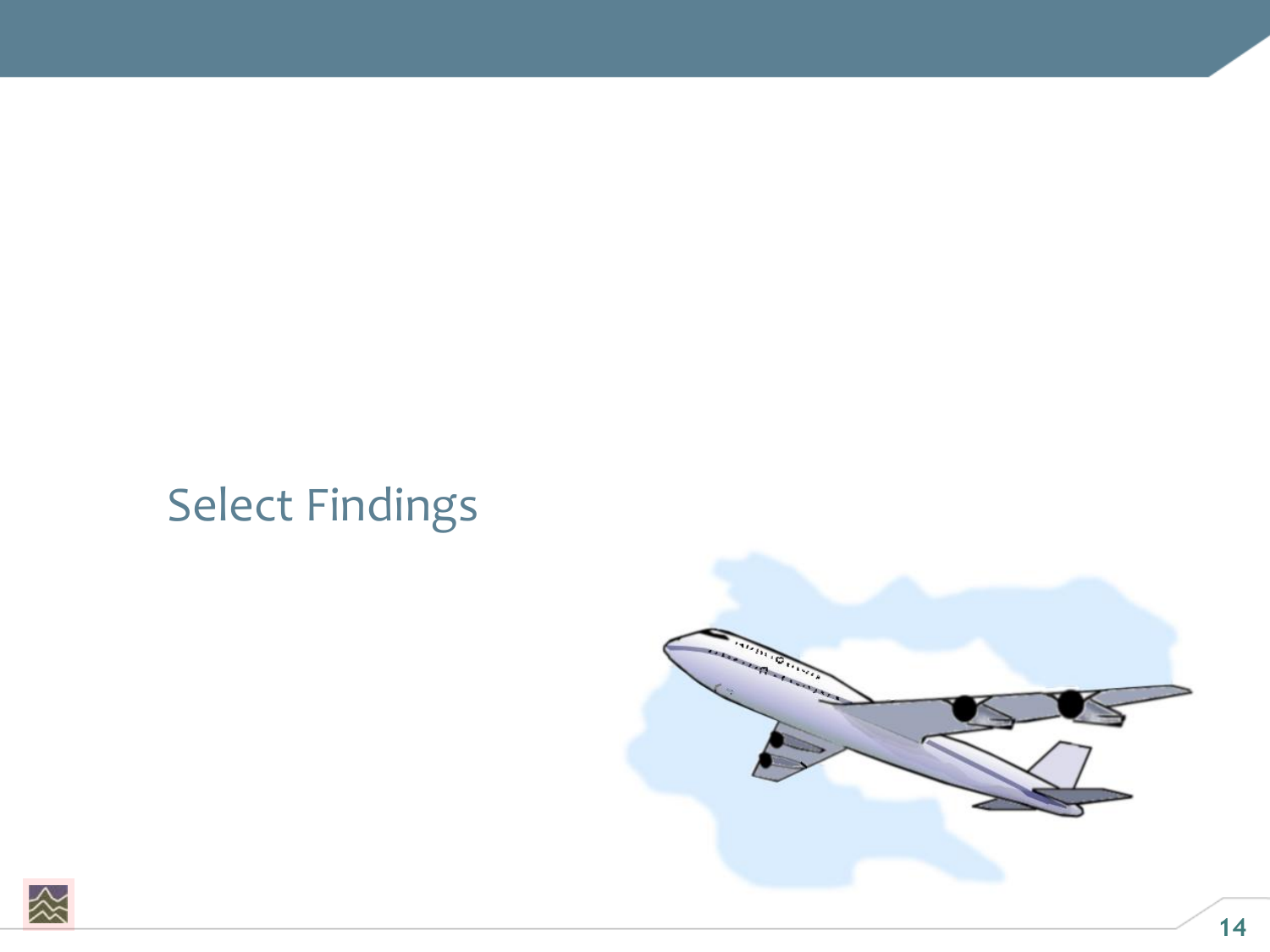# Select Findings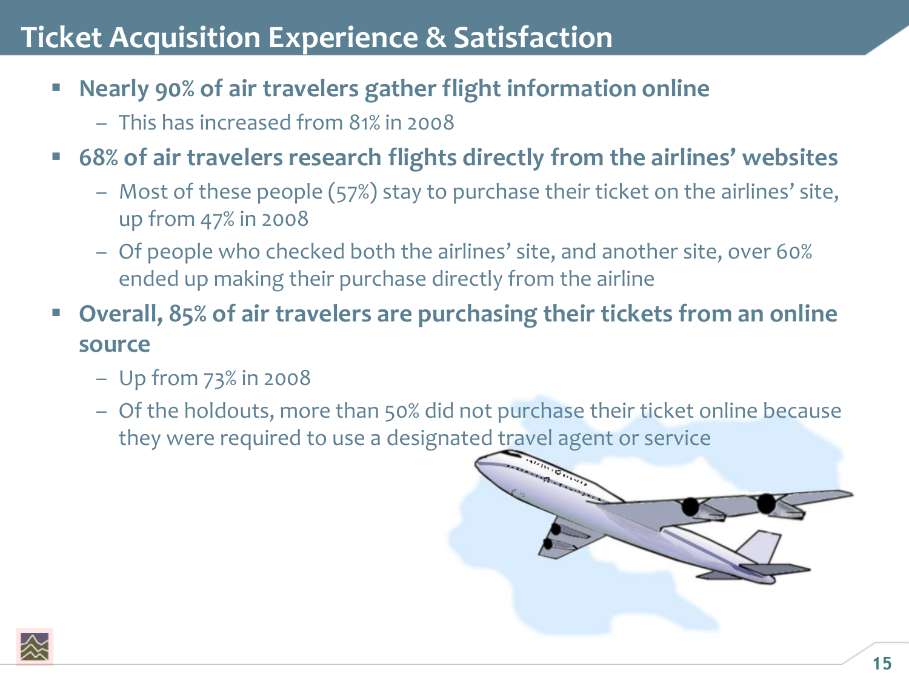# Ticket Acquisition Experience & Satisfaction

- **Nearly 90% of air travelers gather flight information online**
  - This has increased from 81% in 2008
- **68% of air travelers research flights directly from the airlines' websites**
  - Most of these people (57%) stay to purchase their ticket on the airlines' site, up from 47% in 2008
  - Of people who checked both the airlines' site, and another site, over 60% ended up making their purchase directly from the airline
- **Overall, 85% of air travelers are purchasing their tickets from an online source**
  - Up from 73% in 2008
  - Of the holdouts, more than 50% did not purchase their ticket online because they were required to use a designated travel agent or service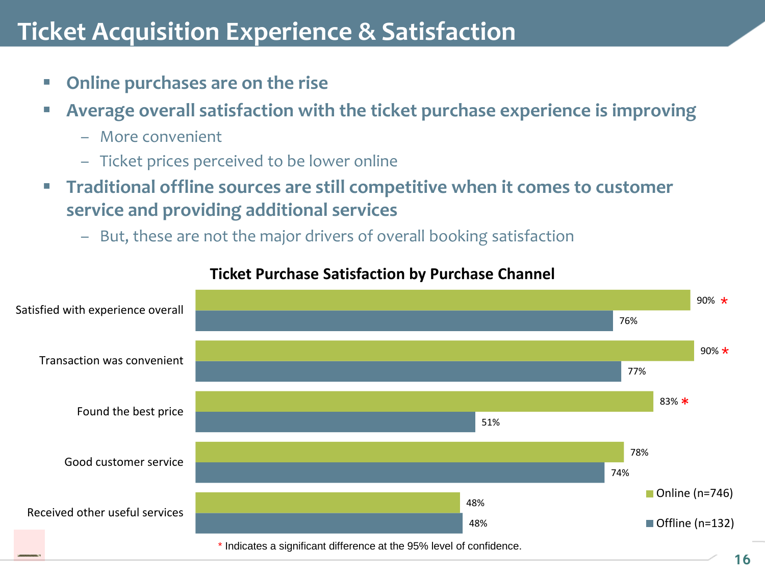# Ticket Acquisition Experience & Satisfaction

- **Online purchases are on the rise**
- **Average overall satisfaction with the ticket purchase experience is improving**
  - More convenient
  - Ticket prices perceived to be lower online
- **Traditional offline sources are still competitive when it comes to customer service and providing additional services**
  - But, these are not the major drivers of overall booking satisfaction

**Ticket Purchase Satisfaction by Purchase Channel**

| | Online (n=746) | Offline (n=132) |
|---|---|---|
| Satisfied with experience overall | 90% * | 76% |
| Transaction was convenient | 90% * | 77% |
| Found the best price | 83% * | 51% |
| Good customer service | 78% | 74% |
| Received other useful services | 48% | 48% |

\* Indicates a significant difference at the 95% level of confidence.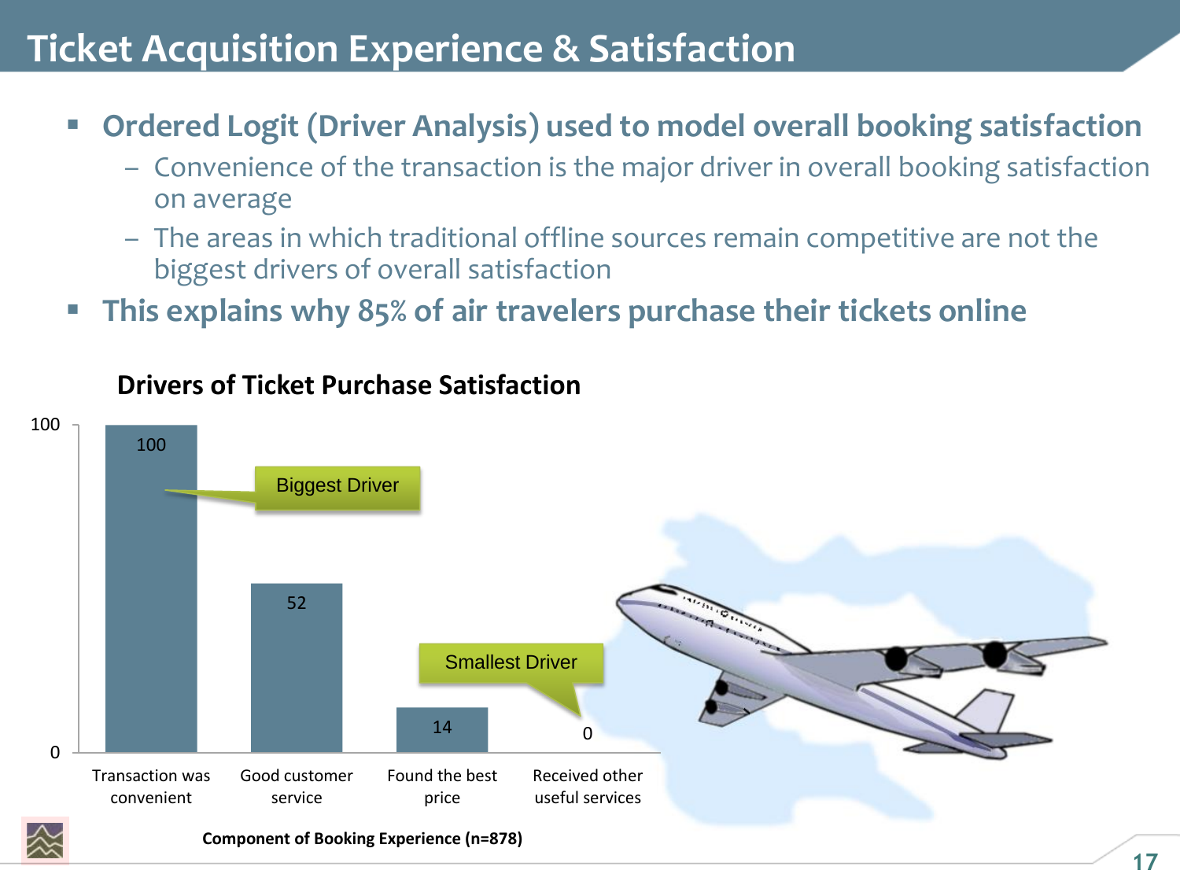# Ticket Acquisition Experience & Satisfaction

- **Ordered Logit (Driver Analysis) used to model overall booking satisfaction**
  - Convenience of the transaction is the major driver in overall booking satisfaction on average
  - The areas in which traditional offline sources remain competitive are not the biggest drivers of overall satisfaction
- **This explains why 85% of air travelers purchase their tickets online**

**Drivers of Ticket Purchase Satisfaction**

| Component of Booking Experience (n=878) | Value |
| --- | --- |
| Transaction was convenient (Biggest Driver) | 100 |
| Good customer service | 52 |
| Found the best price | 14 |
| Received other useful services (Smallest Driver) | 0 |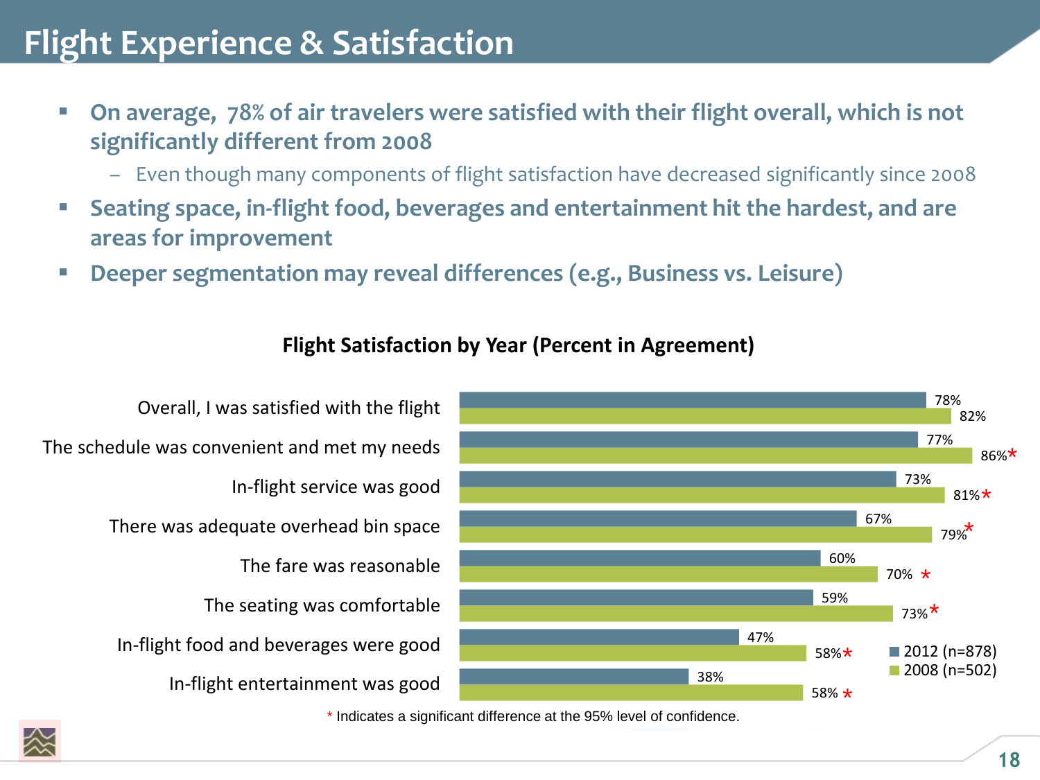# Flight Experience & Satisfaction

- **On average, 78% of air travelers were satisfied with their flight overall, which is not significantly different from 2008**
  - Even though many components of flight satisfaction have decreased significantly since 2008
- **Seating space, in-flight food, beverages and entertainment hit the hardest, and are areas for improvement**
- **Deeper segmentation may reveal differences (e.g., Business vs. Leisure)**

**Flight Satisfaction by Year (Percent in Agreement)**

| | 2012 (n=878) | 2008 (n=502) |
|---|---|---|
| Overall, I was satisfied with the flight | 78% | 82% |
| The schedule was convenient and met my needs | 77% | 86%* |
| In-flight service was good | 73% | 81%* |
| There was adequate overhead bin space | 67% | 79%* |
| The fare was reasonable | 60% | 70%* |
| The seating was comfortable | 59% | 73%* |
| In-flight food and beverages were good | 47% | 58%* |
| In-flight entertainment was good | 38% | 58%* |

* Indicates a significant difference at the 95% level of confidence.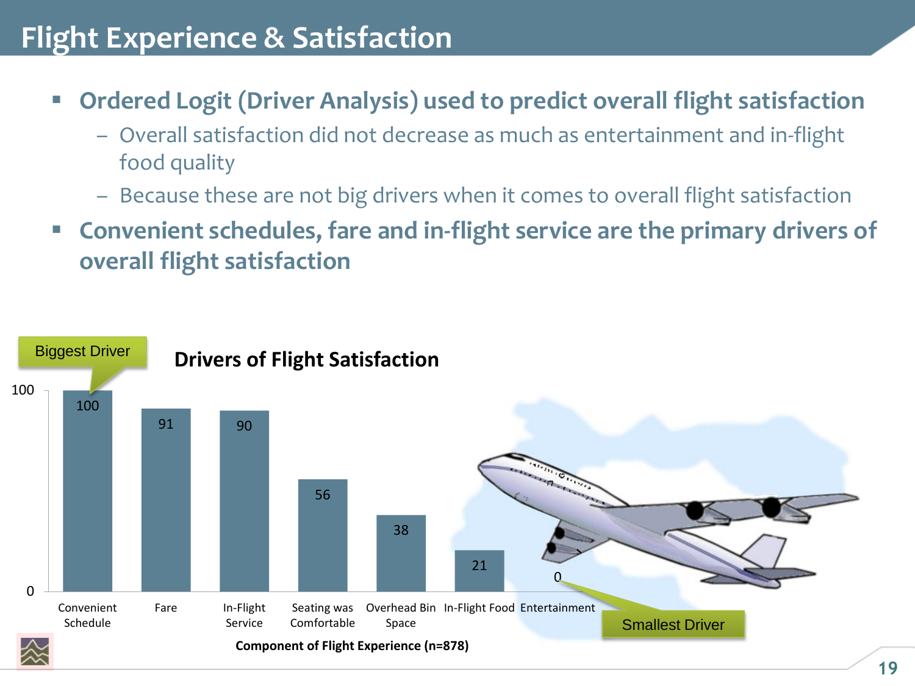# Flight Experience & Satisfaction

- **Ordered Logit (Driver Analysis) used to predict overall flight satisfaction**
  - Overall satisfaction did not decrease as much as entertainment and in-flight food quality
  - Because these are not big drivers when it comes to overall flight satisfaction
- **Convenient schedules, fare and in-flight service are the primary drivers of overall flight satisfaction**

**Drivers of Flight Satisfaction**

| Component of Flight Experience (n=878) | Score |
|---|---|
| Convenient Schedule (Biggest Driver) | 100 |
| Fare | 91 |
| In-Flight Service | 90 |
| Seating was Comfortable | 56 |
| Overhead Bin Space | 38 |
| In-Flight Food | 21 |
| Entertainment (Smallest Driver) | 0 |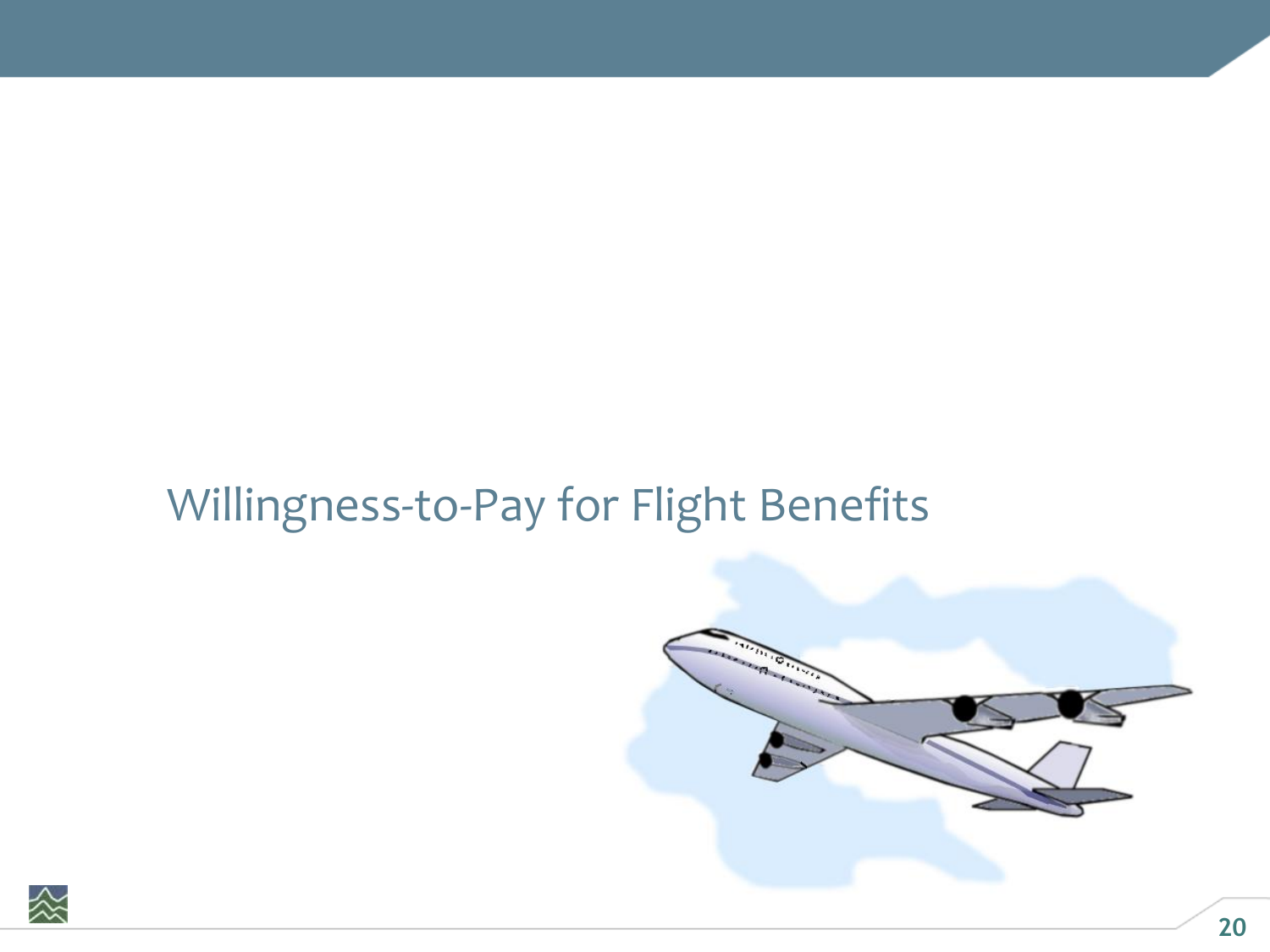# Willingness-to-Pay for Flight Benefits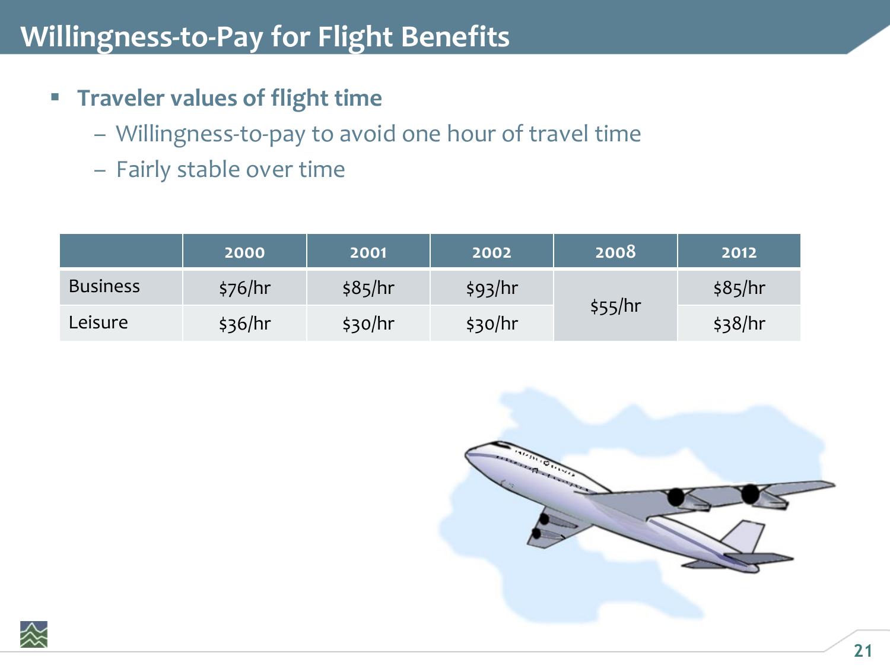# Willingness-to-Pay for Flight Benefits

- **Traveler values of flight time**
  - Willingness-to-pay to avoid one hour of travel time
  - Fairly stable over time

| | 2000 | 2001 | 2002 | 2008 | 2012 |
|---|---|---|---|---|---|
| Business | $76/hr | $85/hr | $93/hr | $55/hr | $85/hr |
| Leisure | $36/hr | $30/hr | $30/hr | | $38/hr |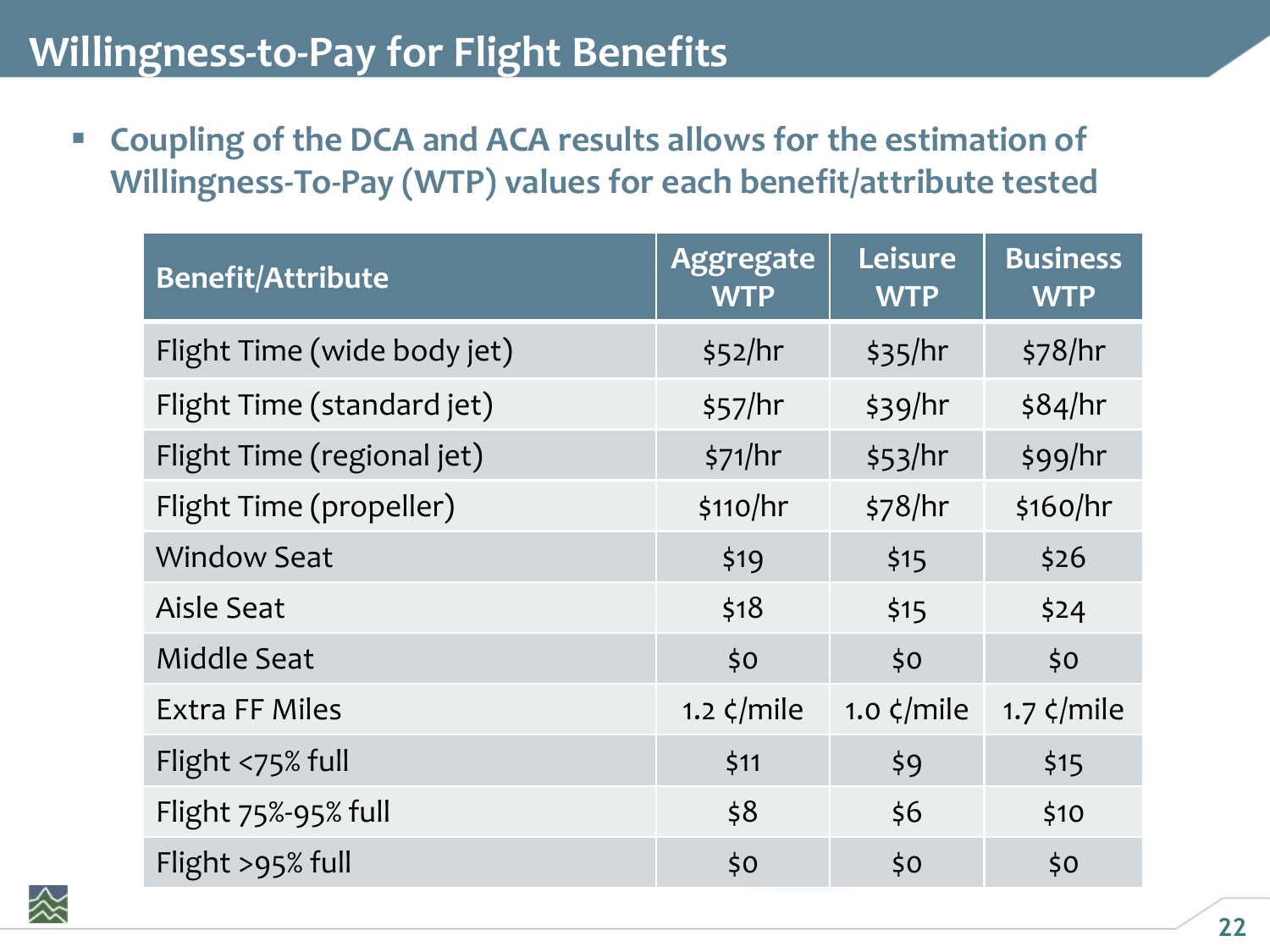# Willingness-to-Pay for Flight Benefits

- **Coupling of the DCA and ACA results allows for the estimation of Willingness-To-Pay (WTP) values for each benefit/attribute tested**

| Benefit/Attribute | Aggregate WTP | Leisure WTP | Business WTP |
| --- | --- | --- | --- |
| Flight Time (wide body jet) | $52/hr | $35/hr | $78/hr |
| Flight Time (standard jet) | $57/hr | $39/hr | $84/hr |
| Flight Time (regional jet) | $71/hr | $53/hr | $99/hr |
| Flight Time (propeller) | $110/hr | $78/hr | $160/hr |
| Window Seat | $19 | $15 | $26 |
| Aisle Seat | $18 | $15 | $24 |
| Middle Seat | $0 | $0 | $0 |
| Extra FF Miles | 1.2 ¢/mile | 1.0 ¢/mile | 1.7 ¢/mile |
| Flight <75% full | $11 | $9 | $15 |
| Flight 75%-95% full | $8 | $6 | $10 |
| Flight >95% full | $0 | $0 | $0 |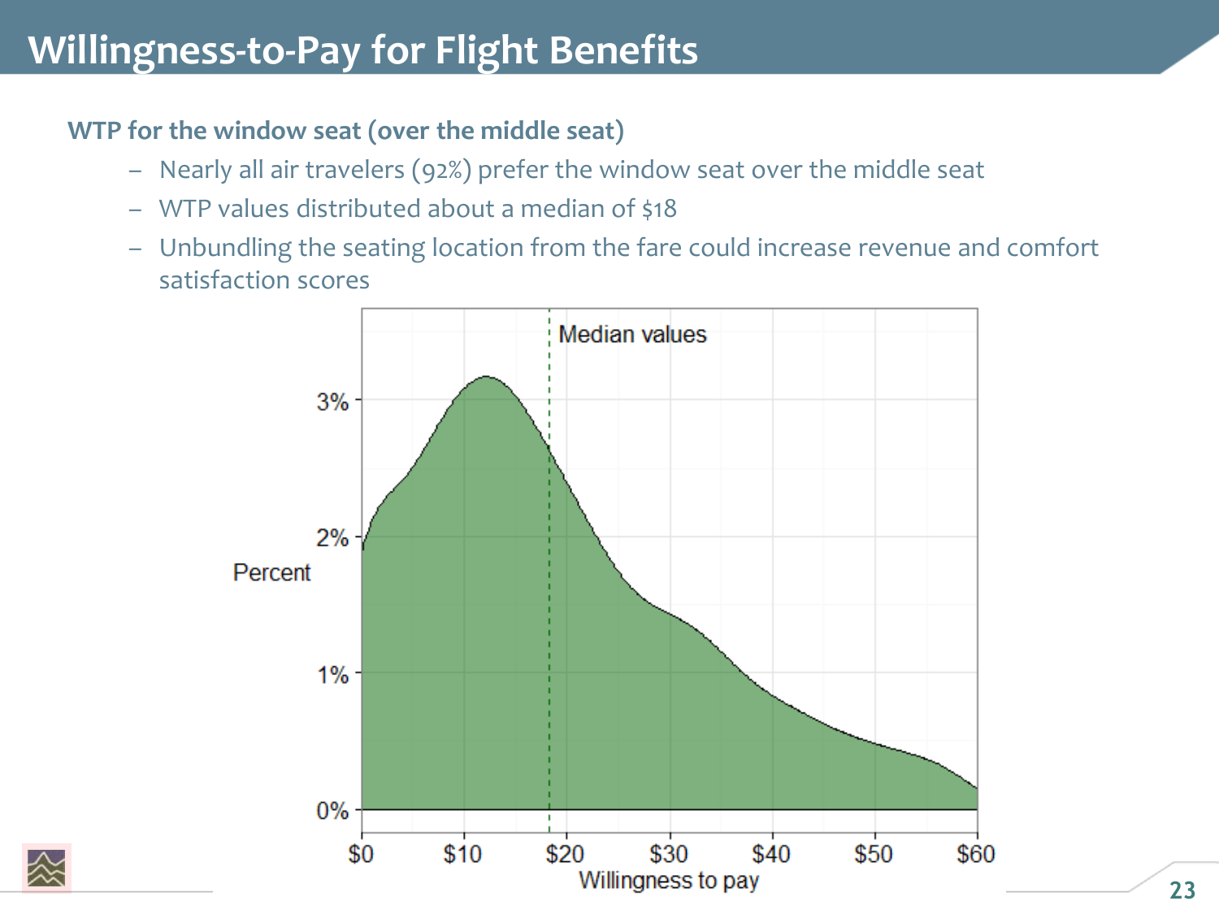# Willingness-to-Pay for Flight Benefits

**WTP for the window seat (over the middle seat)**

- Nearly all air travelers (92%) prefer the window seat over the middle seat
- WTP values distributed about a median of $18
- Unbundling the seating location from the fare could increase revenue and comfort satisfaction scores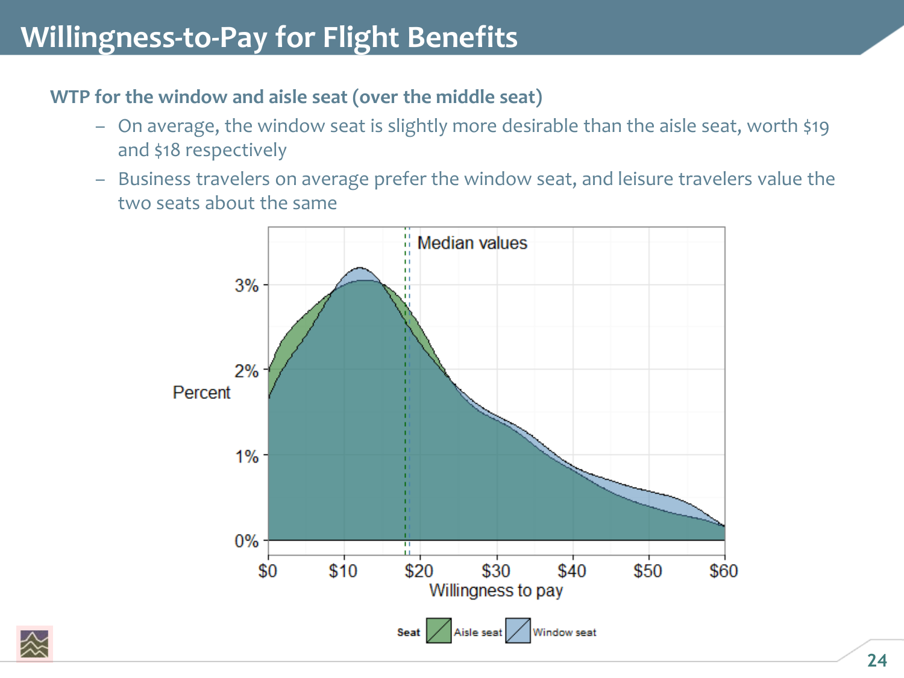# Willingness-to-Pay for Flight Benefits

**WTP for the window and aisle seat (over the middle seat)**

- On average, the window seat is slightly more desirable than the aisle seat, worth $19 and $18 respectively
- Business travelers on average prefer the window seat, and leisure travelers value the two seats about the same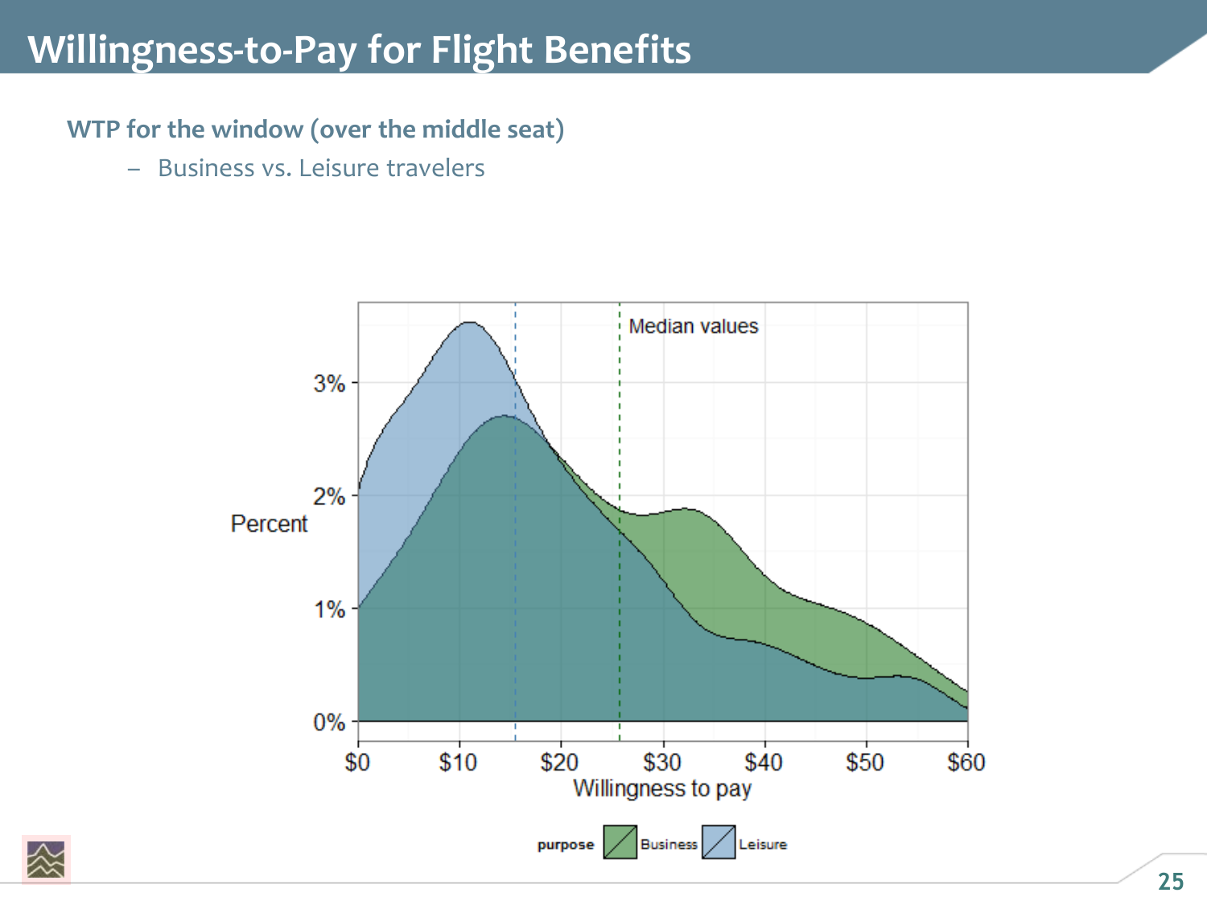# Willingness-to-Pay for Flight Benefits

**WTP for the window (over the middle seat)**

- Business vs. Leisure travelers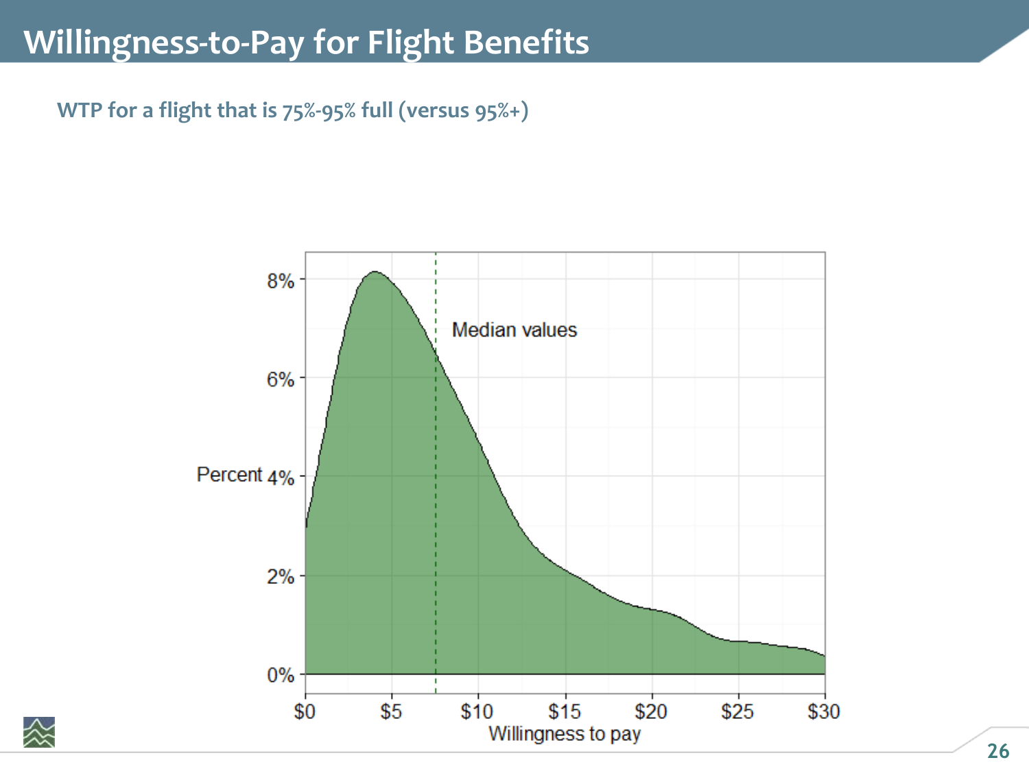# Willingness-to-Pay for Flight Benefits

### WTP for a flight that is 75%-95% full (versus 95%+)

Median values

Percent

Willingness to pay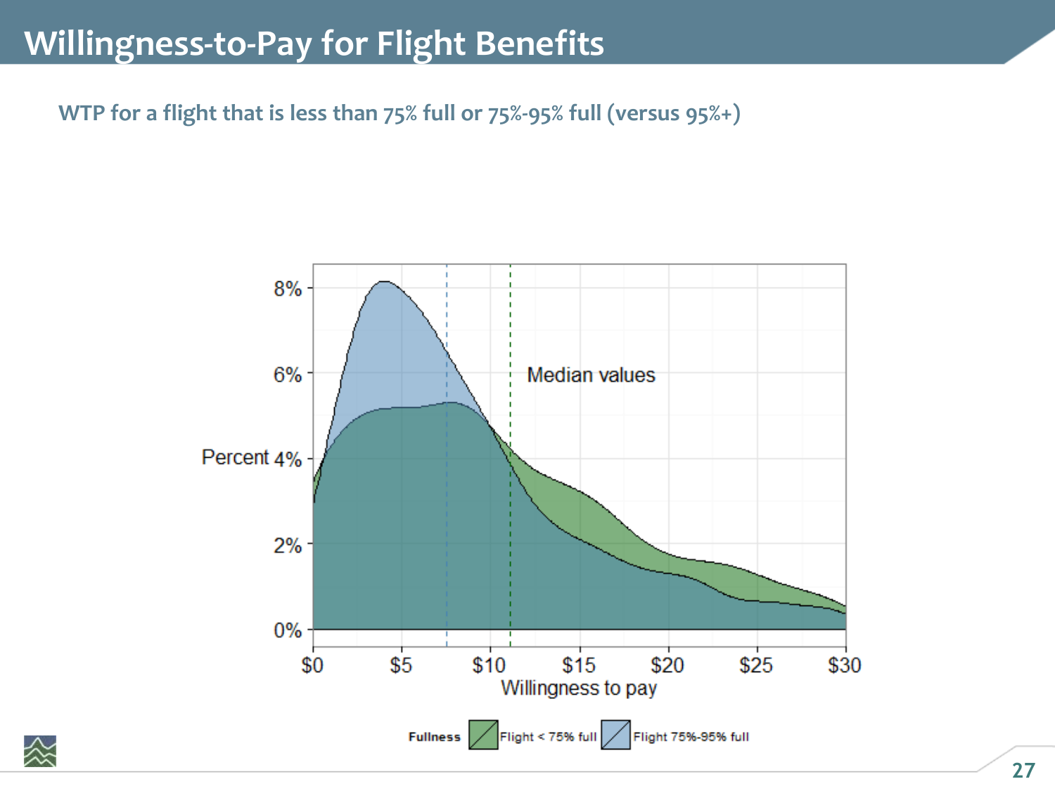# Willingness-to-Pay for Flight Benefits

### WTP for a flight that is less than 75% full or 75%-95% full (versus 95%+)

Median values

Percent

8%
6%
4%
2%
0%

$0 $5 $10 $15 $20 $25 $30

Willingness to pay

**Fullness** Flight < 75% full Flight 75%-95% full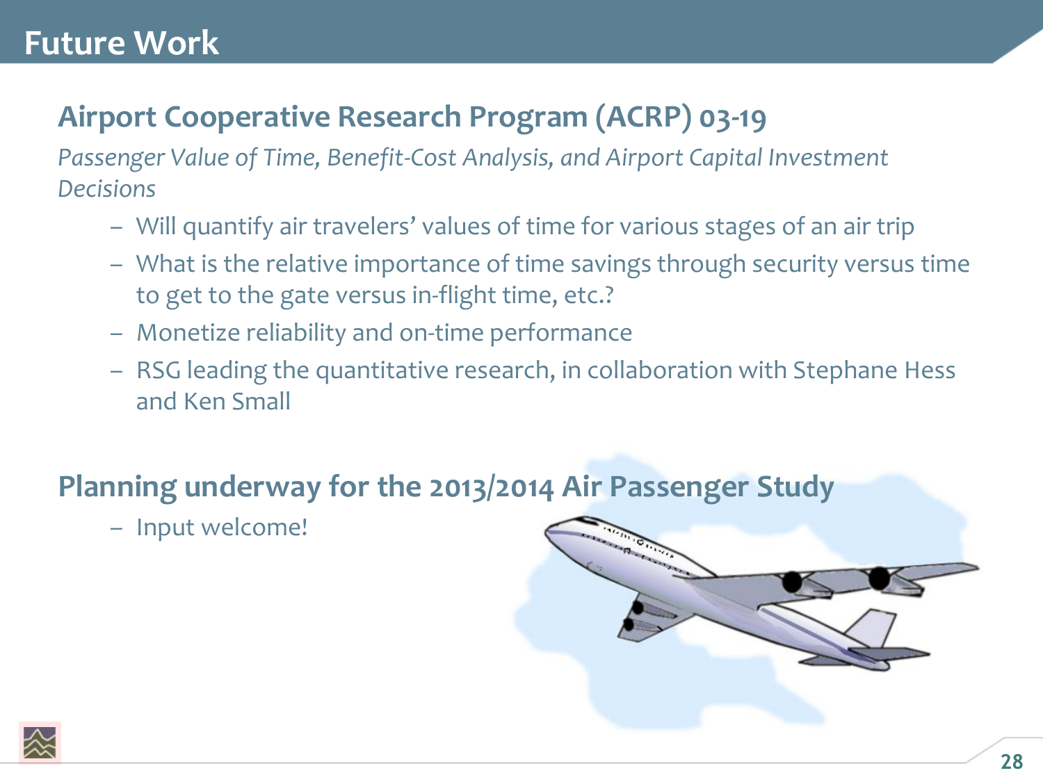# Future Work

## Airport Cooperative Research Program (ACRP) 03-19

*Passenger Value of Time, Benefit-Cost Analysis, and Airport Capital Investment Decisions*

- Will quantify air travelers' values of time for various stages of an air trip
- What is the relative importance of time savings through security versus time to get to the gate versus in-flight time, etc.?
- Monetize reliability and on-time performance
- RSG leading the quantitative research, in collaboration with Stephane Hess and Ken Small

## Planning underway for the 2013/2014 Air Passenger Study

- Input welcome!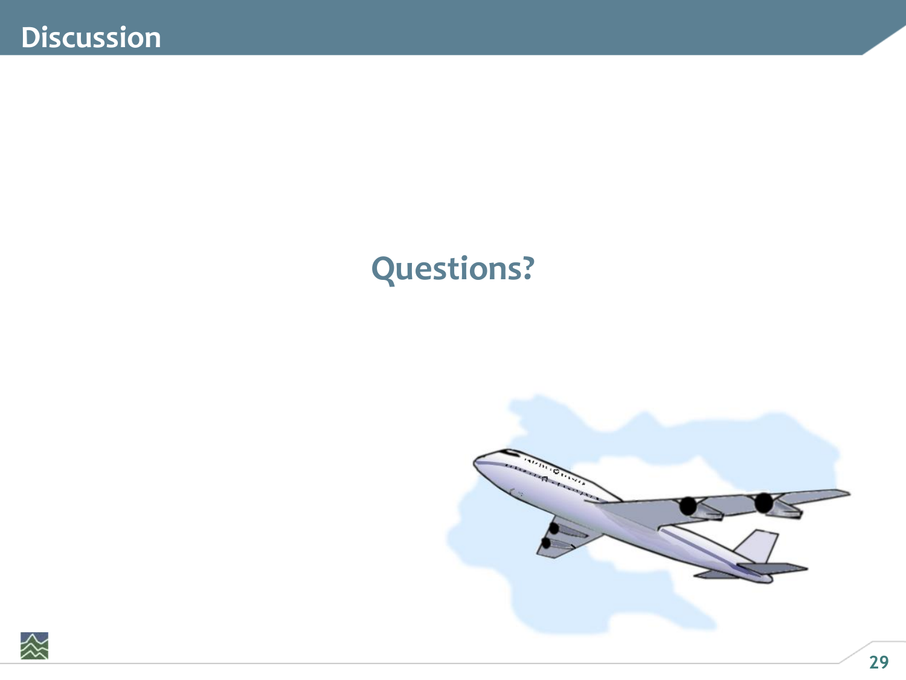# Discussion

**Questions?**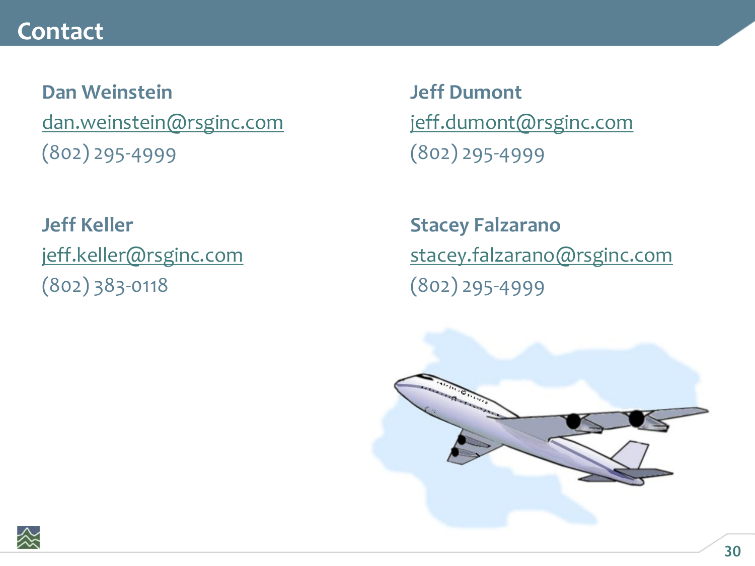# Contact

**Dan Weinstein**
dan.weinstein@rsginc.com
(802) 295-4999

**Jeff Dumont**
jeff.dumont@rsginc.com
(802) 295-4999

**Jeff Keller**
jeff.keller@rsginc.com
(802) 383-0118

**Stacey Falzarano**
stacey.falzarano@rsginc.com
(802) 295-4999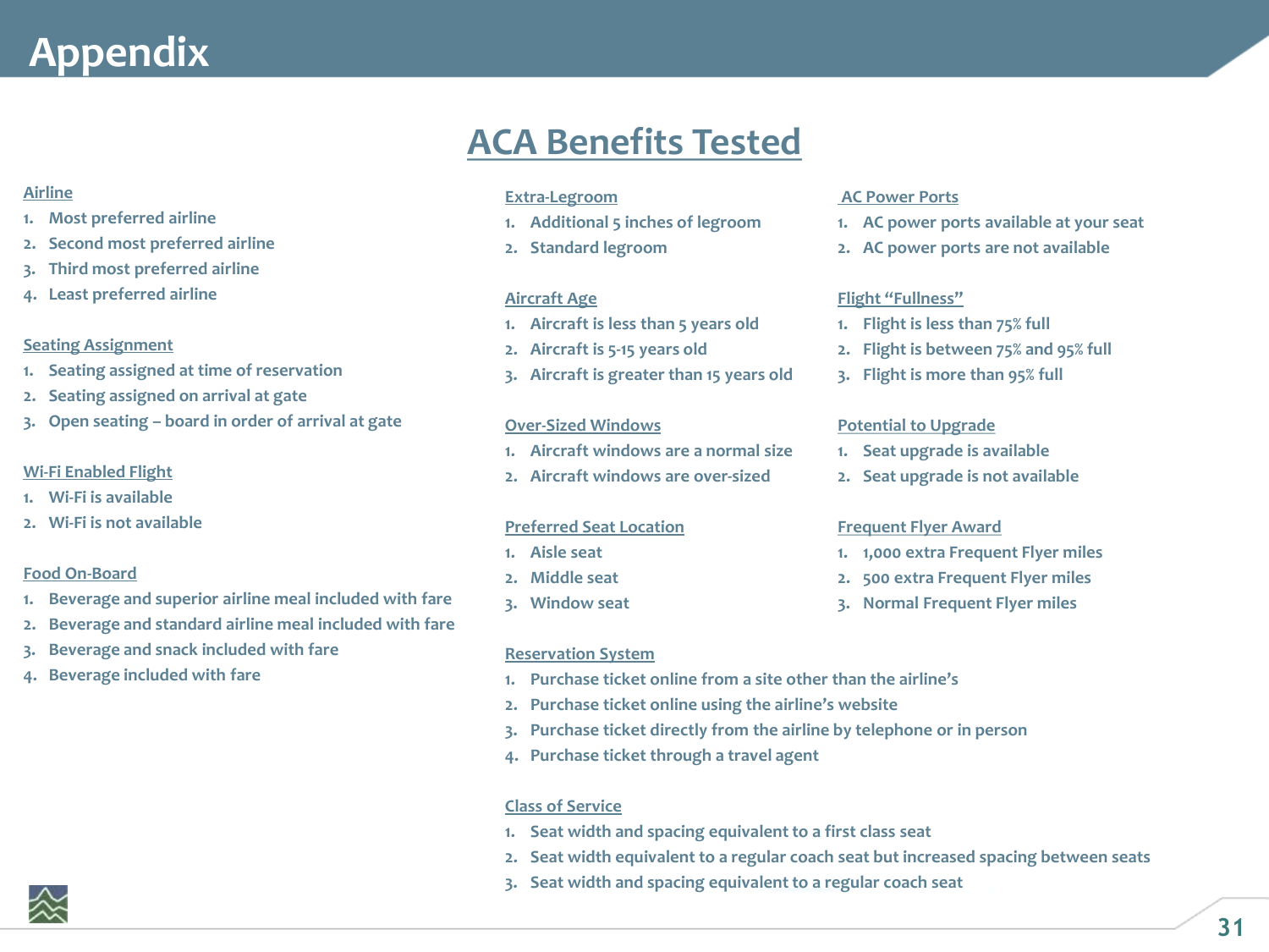# Appendix

## ACA Benefits Tested

**Airline**
1. Most preferred airline
2. Second most preferred airline
3. Third most preferred airline
4. Least preferred airline

**Seating Assignment**
1. Seating assigned at time of reservation
2. Seating assigned on arrival at gate
3. Open seating – board in order of arrival at gate

**Wi-Fi Enabled Flight**
1. Wi-Fi is available
2. Wi-Fi is not available

**Food On-Board**
1. Beverage and superior airline meal included with fare
2. Beverage and standard airline meal included with fare
3. Beverage and snack included with fare
4. Beverage included with fare

**Extra-Legroom**
1. Additional 5 inches of legroom
2. Standard legroom

**Aircraft Age**
1. Aircraft is less than 5 years old
2. Aircraft is 5-15 years old
3. Aircraft is greater than 15 years old

**Over-Sized Windows**
1. Aircraft windows are a normal size
2. Aircraft windows are over-sized

**Preferred Seat Location**
1. Aisle seat
2. Middle seat
3. Window seat

**Reservation System**
1. Purchase ticket online from a site other than the airline's
2. Purchase ticket online using the airline's website
3. Purchase ticket directly from the airline by telephone or in person
4. Purchase ticket through a travel agent

**Class of Service**
1. Seat width and spacing equivalent to a first class seat
2. Seat width equivalent to a regular coach seat but increased spacing between seats
3. Seat width and spacing equivalent to a regular coach seat

**AC Power Ports**
1. AC power ports available at your seat
2. AC power ports are not available

**Flight "Fullness"**
1. Flight is less than 75% full
2. Flight is between 75% and 95% full
3. Flight is more than 95% full

**Potential to Upgrade**
1. Seat upgrade is available
2. Seat upgrade is not available

**Frequent Flyer Award**
1. 1,000 extra Frequent Flyer miles
2. 500 extra Frequent Flyer miles
3. Normal Frequent Flyer miles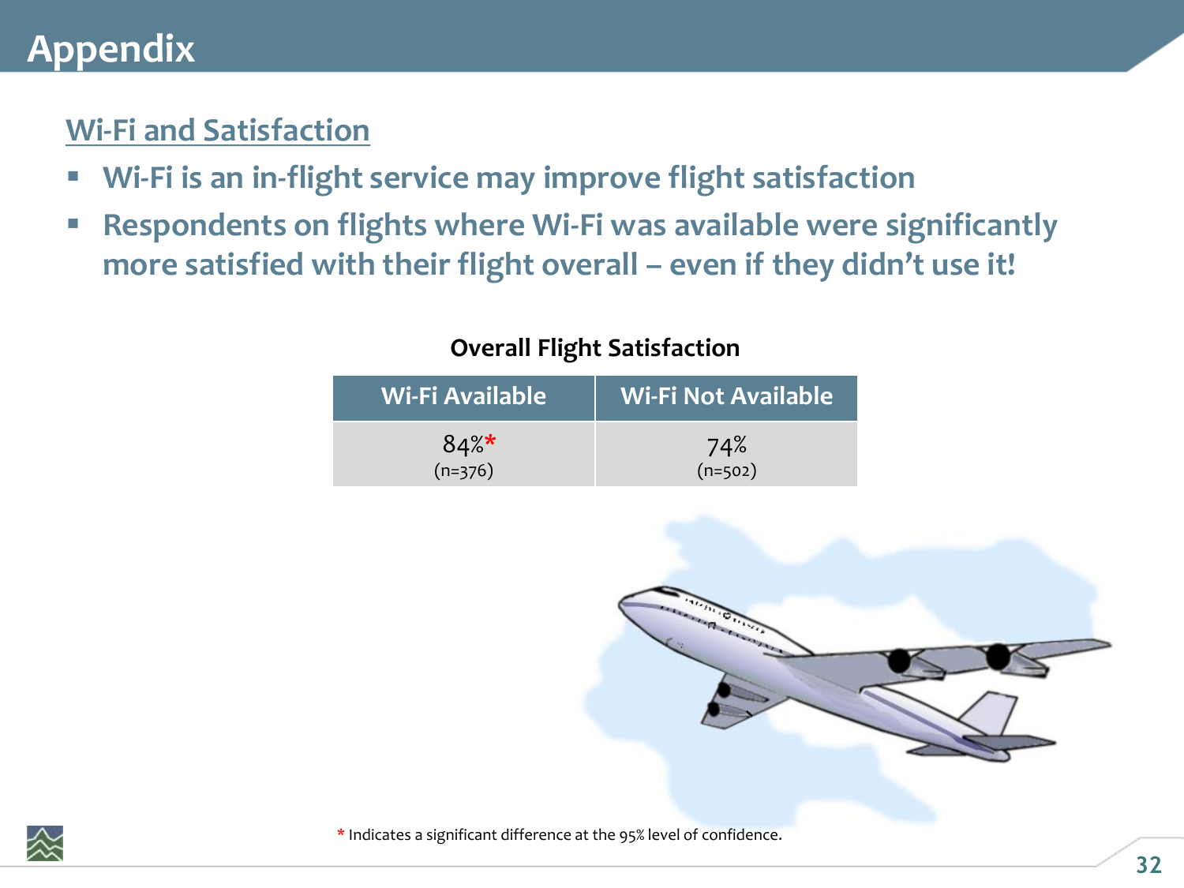# Appendix

## Wi-Fi and Satisfaction

- **Wi-Fi is an in-flight service may improve flight satisfaction**
- **Respondents on flights where Wi-Fi was available were significantly more satisfied with their flight overall – even if they didn't use it!**

**Overall Flight Satisfaction**

| Wi-Fi Available | Wi-Fi Not Available |
|---|---|
| 84%* (n=376) | 74% (n=502) |

\* Indicates a significant difference at the 95% level of confidence.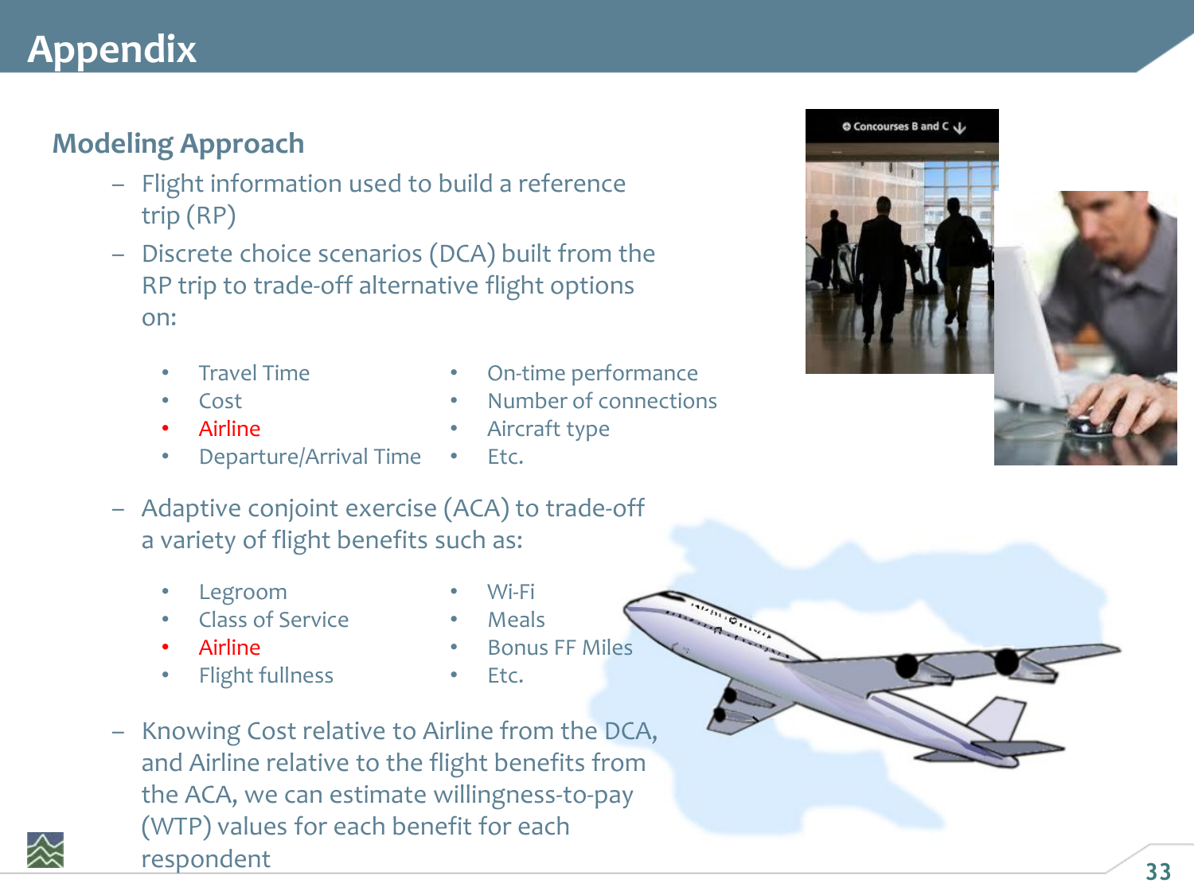# Appendix

## Modeling Approach

- Flight information used to build a reference trip (RP)
- Discrete choice scenarios (DCA) built from the RP trip to trade-off alternative flight options on:
  - Travel Time
  - Cost
  - Airline
  - Departure/Arrival Time
  - On-time performance
  - Number of connections
  - Aircraft type
  - Etc.
- Adaptive conjoint exercise (ACA) to trade-off a variety of flight benefits such as:
  - Legroom
  - Class of Service
  - Airline
  - Flight fullness
  - Wi-Fi
  - Meals
  - Bonus FF Miles
  - Etc.
- Knowing Cost relative to Airline from the DCA, and Airline relative to the flight benefits from the ACA, we can estimate willingness-to-pay (WTP) values for each benefit for each respondent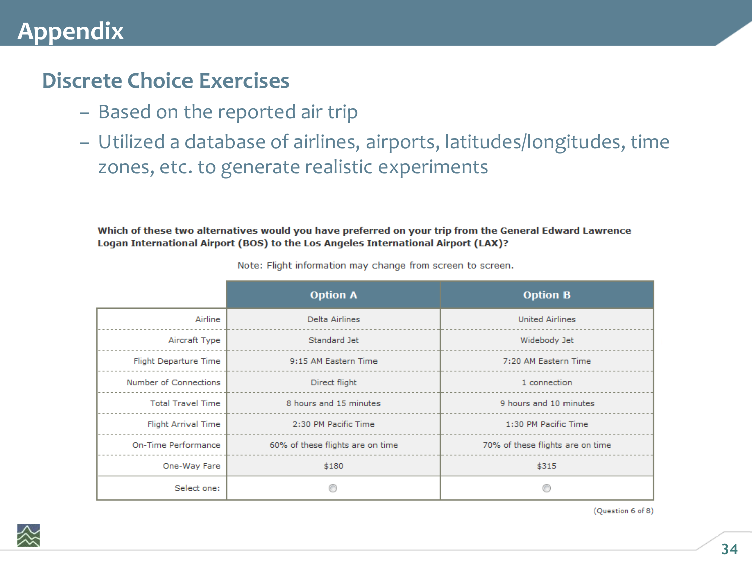# Appendix

## Discrete Choice Exercises

- Based on the reported air trip
- Utilized a database of airlines, airports, latitudes/longitudes, time zones, etc. to generate realistic experiments

**Which of these two alternatives would you have preferred on your trip from the General Edward Lawrence Logan International Airport (BOS) to the Los Angeles International Airport (LAX)?**

Note: Flight information may change from screen to screen.

| | Option A | Option B |
|---|---|---|
| Airline | Delta Airlines | United Airlines |
| Aircraft Type | Standard Jet | Widebody Jet |
| Flight Departure Time | 9:15 AM Eastern Time | 7:20 AM Eastern Time |
| Number of Connections | Direct flight | 1 connection |
| Total Travel Time | 8 hours and 15 minutes | 9 hours and 10 minutes |
| Flight Arrival Time | 2:30 PM Pacific Time | 1:30 PM Pacific Time |
| On-Time Performance | 60% of these flights are on time | 70% of these flights are on time |
| One-Way Fare | $180 | $315 |
| Select one: | ○ | ○ |

(Question 6 of 8)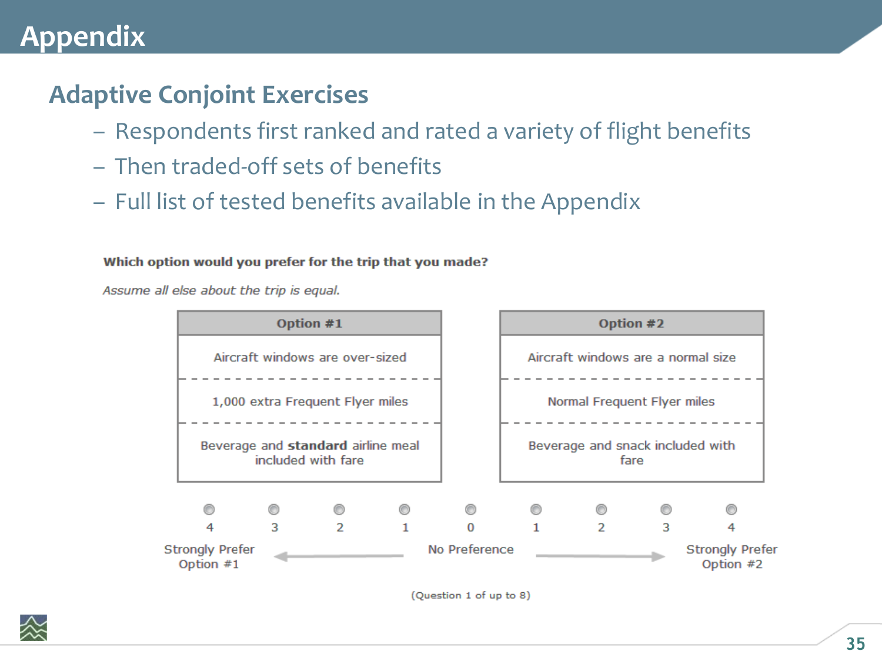# Appendix

## Adaptive Conjoint Exercises

- Respondents first ranked and rated a variety of flight benefits
- Then traded-off sets of benefits
- Full list of tested benefits available in the Appendix

**Which option would you prefer for the trip that you made?**

*Assume all else about the trip is equal.*

| Option #1 | Option #2 |
| --- | --- |
| Aircraft windows are over-sized | Aircraft windows are a normal size |
| 1,000 extra Frequent Flyer miles | Normal Frequent Flyer miles |
| Beverage and **standard** airline meal included with fare | Beverage and snack included with fare |

| 4 | 3 | 2 | 1 | 0 | 1 | 2 | 3 | 4 |
| --- | --- | --- | --- | --- | --- | --- | --- | --- |
| Strongly Prefer Option #1 | | | | No Preference | | | | Strongly Prefer Option #2 |

(Question 1 of up to 8)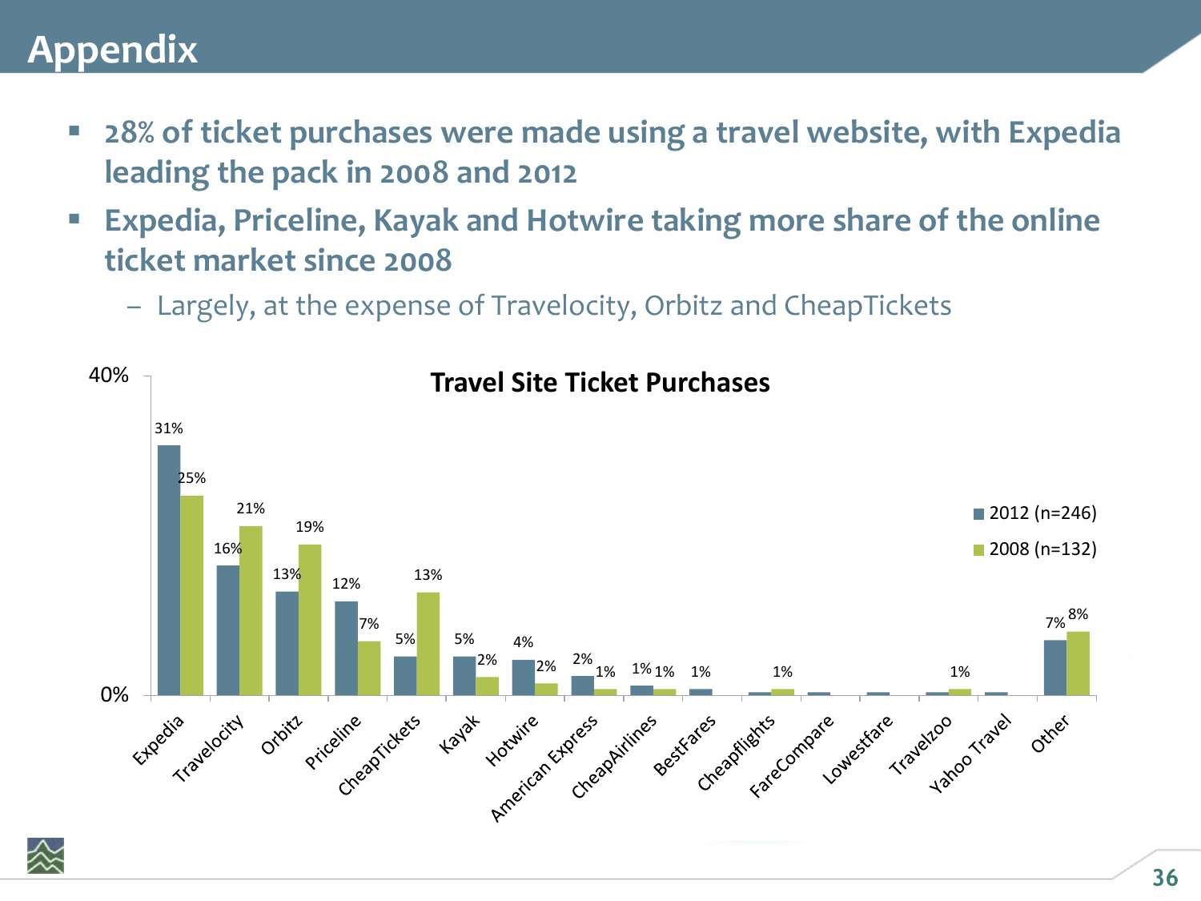# Appendix

- **28% of ticket purchases were made using a travel website, with Expedia leading the pack in 2008 and 2012**
- **Expedia, Priceline, Kayak and Hotwire taking more share of the online ticket market since 2008**
  - Largely, at the expense of Travelocity, Orbitz and CheapTickets

**Travel Site Ticket Purchases**

| Site | 2012 (n=246) | 2008 (n=132) |
|---|---|---|
| Expedia | 31% | 25% |
| Travelocity | 16% | 21% |
| Orbitz | 13% | 19% |
| Priceline | 12% | 7% |
| CheapTickets | 5% | 13% |
| Kayak | 5% | 2% |
| Hotwire | 4% | 2% |
| American Express | 2% | 1% |
| CheapAirlines | 1% | 1% |
| BestFares | 1% | |
| Cheapflights | | 1% |
| FareCompare | | |
| Lowestfare | | |
| Travelzoo | | 1% |
| Yahoo Travel | | |
| Other | 7% | 8% |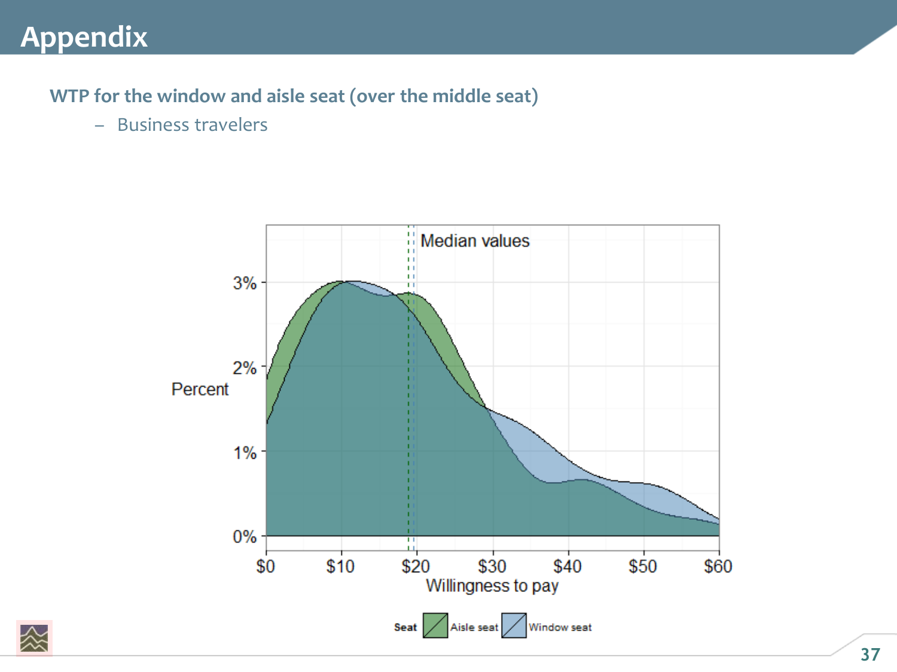# Appendix

**WTP for the window and aisle seat (over the middle seat)**

- Business travelers

Median values

Percent

3%

2%

1%

0%

$0 $10 $20 $30 $40 $50 $60

Willingness to pay

Seat: Aisle seat, Window seat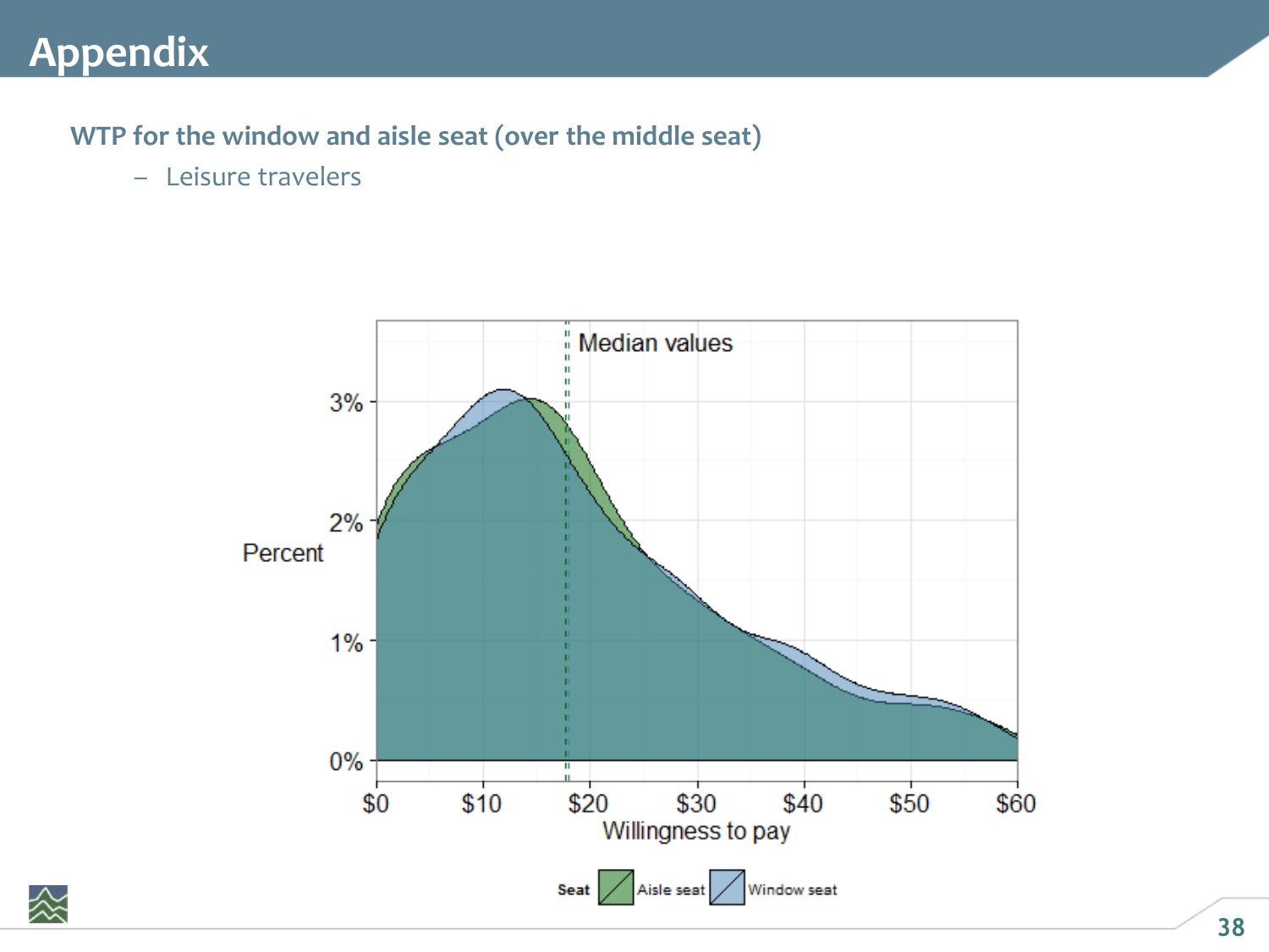# Appendix

## WTP for the window and aisle seat (over the middle seat)

- Leisure travelers

Median values

Percent

3%

2%

1%

0%

$0

$10

$20

$30

$40

$50

$60

Willingness to pay

Seat Aisle seat Window seat